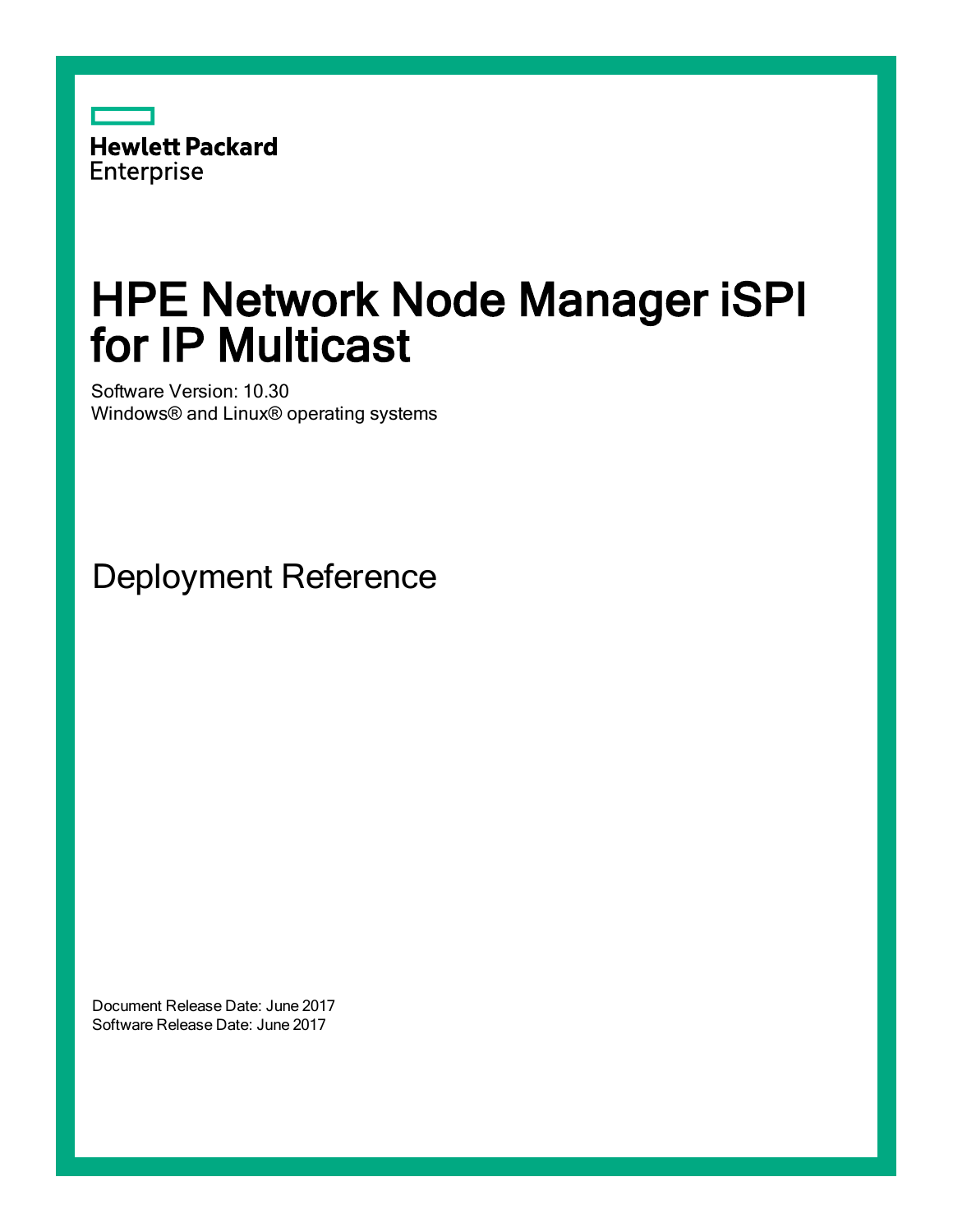Hewlett Packard
Enterprise

# HPE Network Node Manager iSPI for IP Multicast

Software Version: 10.30

Windows® and Linux® operating systems

## Deployment Reference

Document Release Date: June 2017

Software Release Date: June 2017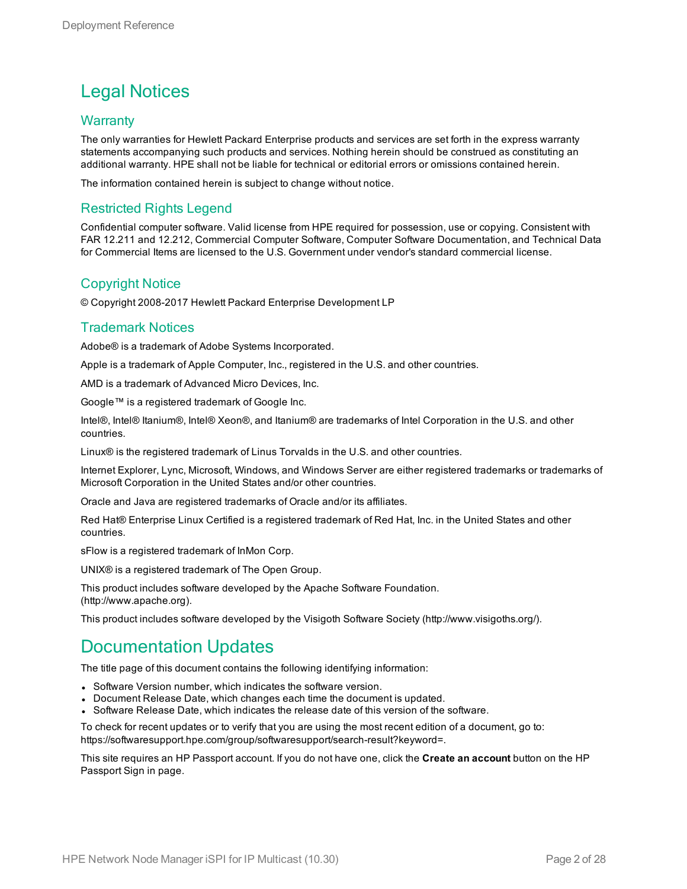# Legal Notices

## Warranty

The only warranties for Hewlett Packard Enterprise products and services are set forth in the express warranty statements accompanying such products and services. Nothing herein should be construed as constituting an additional warranty. HPE shall not be liable for technical or editorial errors or omissions contained herein.

The information contained herein is subject to change without notice.

## Restricted Rights Legend

Confidential computer software. Valid license from HPE required for possession, use or copying. Consistent with FAR 12.211 and 12.212, Commercial Computer Software, Computer Software Documentation, and Technical Data for Commercial Items are licensed to the U.S. Government under vendor's standard commercial license.

## Copyright Notice

© Copyright 2008-2017 Hewlett Packard Enterprise Development LP

## Trademark Notices

Adobe® is a trademark of Adobe Systems Incorporated.

Apple is a trademark of Apple Computer, Inc., registered in the U.S. and other countries.

AMD is a trademark of Advanced Micro Devices, Inc.

Google™ is a registered trademark of Google Inc.

Intel®, Intel® Itanium®, Intel® Xeon®, and Itanium® are trademarks of Intel Corporation in the U.S. and other countries.

Linux® is the registered trademark of Linus Torvalds in the U.S. and other countries.

Internet Explorer, Lync, Microsoft, Windows, and Windows Server are either registered trademarks or trademarks of Microsoft Corporation in the United States and/or other countries.

Oracle and Java are registered trademarks of Oracle and/or its affiliates.

Red Hat® Enterprise Linux Certified is a registered trademark of Red Hat, Inc. in the United States and other countries.

sFlow is a registered trademark of InMon Corp.

UNIX® is a registered trademark of The Open Group.

This product includes software developed by the Apache Software Foundation. (http://www.apache.org).

This product includes software developed by the Visigoth Software Society (http://www.visigoths.org/).

# Documentation Updates

The title page of this document contains the following identifying information:

- Software Version number, which indicates the software version.
- Document Release Date, which changes each time the document is updated.
- Software Release Date, which indicates the release date of this version of the software.

To check for recent updates or to verify that you are using the most recent edition of a document, go to: https://softwaresupport.hpe.com/group/softwaresupport/search-result?keyword=.

This site requires an HP Passport account. If you do not have one, click the **Create an account** button on the HP Passport Sign in page.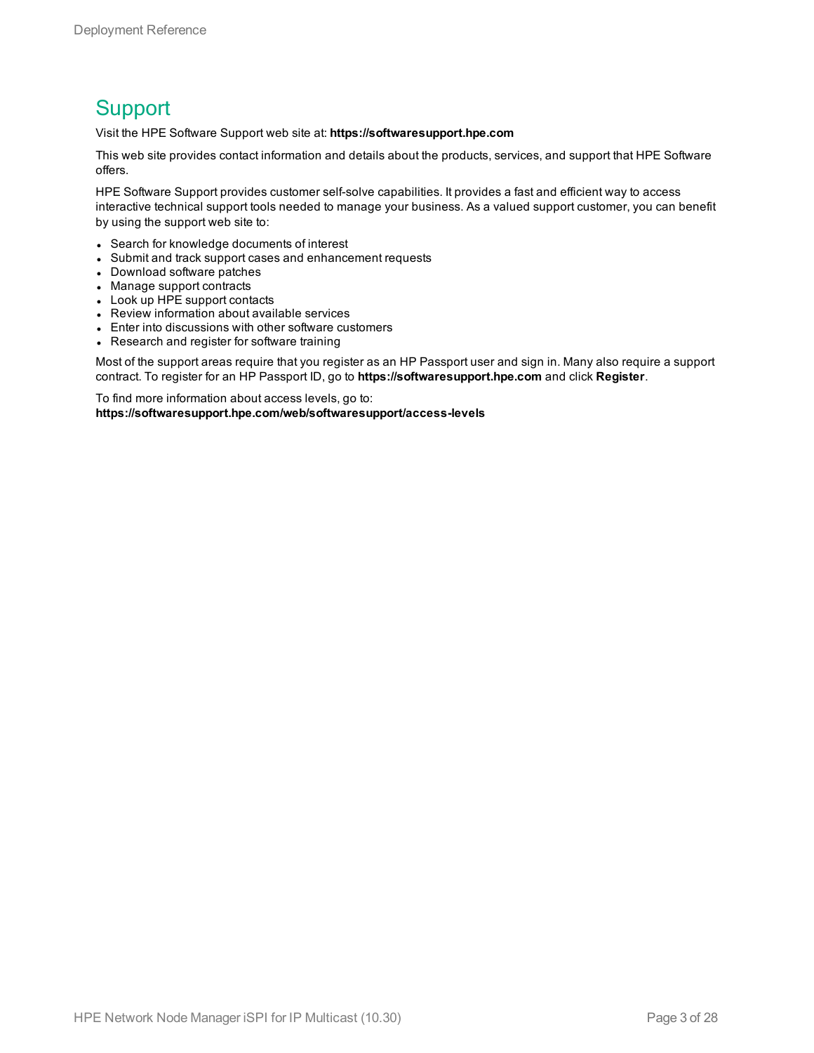## Support

Visit the HPE Software Support web site at: **https://softwaresupport.hpe.com**

This web site provides contact information and details about the products, services, and support that HPE Software offers.

HPE Software Support provides customer self-solve capabilities. It provides a fast and efficient way to access interactive technical support tools needed to manage your business. As a valued support customer, you can benefit by using the support web site to:

- Search for knowledge documents of interest
- Submit and track support cases and enhancement requests
- Download software patches
- Manage support contracts
- Look up HPE support contacts
- Review information about available services
- Enter into discussions with other software customers
- Research and register for software training

Most of the support areas require that you register as an HP Passport user and sign in. Many also require a support contract. To register for an HP Passport ID, go to **https://softwaresupport.hpe.com** and click **Register**.

To find more information about access levels, go to:
**https://softwaresupport.hpe.com/web/softwaresupport/access-levels**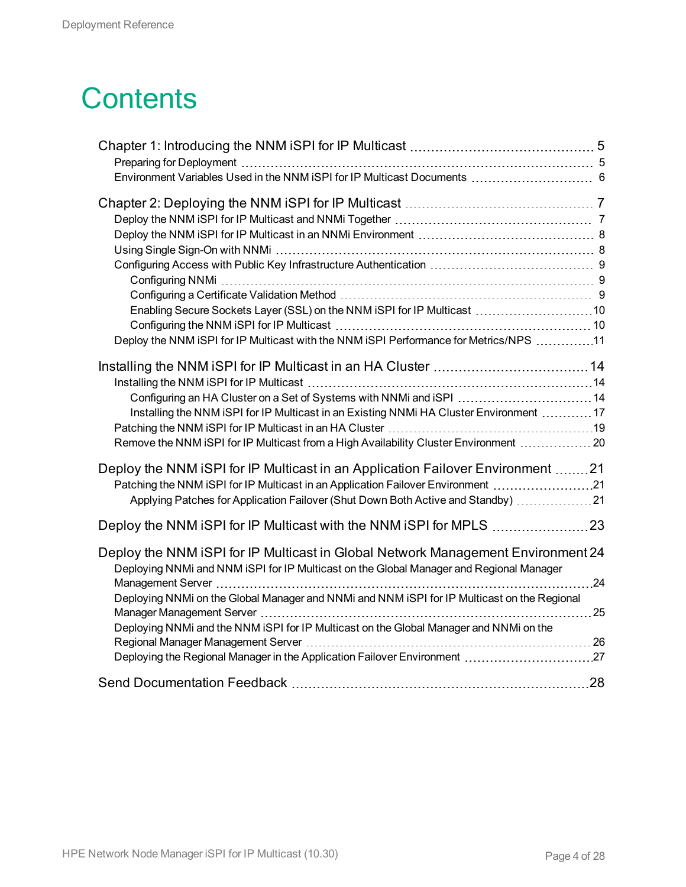# Contents

- Chapter 1: Introducing the NNM iSPI for IP Multicast ... 5
  - Preparing for Deployment ... 5
  - Environment Variables Used in the NNM iSPI for IP Multicast Documents ... 6
- Chapter 2: Deploying the NNM iSPI for IP Multicast ... 7
  - Deploy the NNM iSPI for IP Multicast and NNMi Together ... 7
  - Deploy the NNM iSPI for IP Multicast in an NNMi Environment ... 8
  - Using Single Sign-On with NNMi ... 8
  - Configuring Access with Public Key Infrastructure Authentication ... 9
    - Configuring NNMi ... 9
    - Configuring a Certificate Validation Method ... 9
    - Enabling Secure Sockets Layer (SSL) on the NNM iSPI for IP Multicast ... 10
    - Configuring the NNM iSPI for IP Multicast ... 10
  - Deploy the NNM iSPI for IP Multicast with the NNM iSPI Performance for Metrics/NPS ... 11
- Installing the NNM iSPI for IP Multicast in an HA Cluster ... 14
  - Installing the NNM iSPI for IP Multicast ... 14
    - Configuring an HA Cluster on a Set of Systems with NNMi and iSPI ... 14
    - Installing the NNM iSPI for IP Multicast in an Existing NNMi HA Cluster Environment ... 17
  - Patching the NNM iSPI for IP Multicast in an HA Cluster ... 19
  - Remove the NNM iSPI for IP Multicast from a High Availability Cluster Environment ... 20
- Deploy the NNM iSPI for IP Multicast in an Application Failover Environment ... 21
  - Patching the NNM iSPI for IP Multicast in an Application Failover Environment ... 21
    - Applying Patches for Application Failover (Shut Down Both Active and Standby) ... 21
- Deploy the NNM iSPI for IP Multicast with the NNM iSPI for MPLS ... 23
- Deploy the NNM iSPI for IP Multicast in Global Network Management Environment ... 24
  - Deploying NNMi and NNM iSPI for IP Multicast on the Global Manager and Regional Manager Management Server ... 24
  - Deploying NNMi on the Global Manager and NNMi and NNM iSPI for IP Multicast on the Regional Manager Management Server ... 25
  - Deploying NNMi and the NNM iSPI for IP Multicast on the Global Manager and NNMi on the Regional Manager Management Server ... 26
  - Deploying the Regional Manager in the Application Failover Environment ... 27
- Send Documentation Feedback ... 28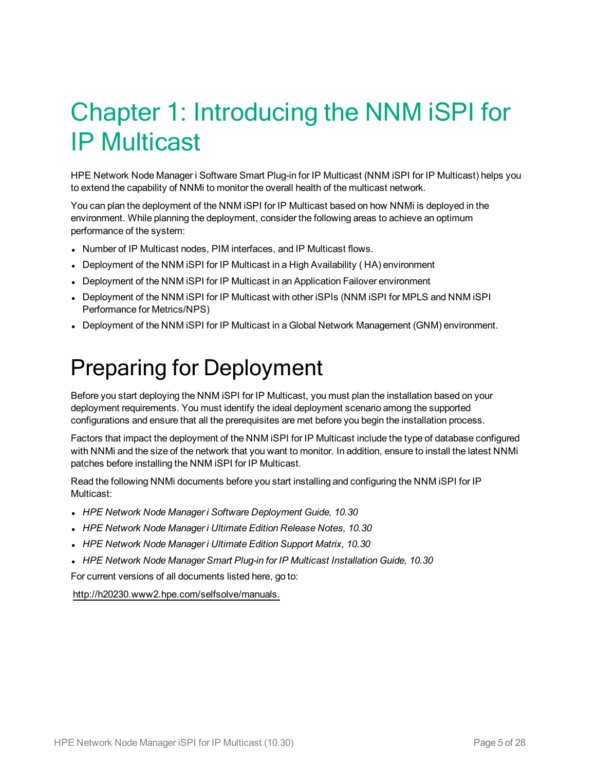# Chapter 1: Introducing the NNM iSPI for IP Multicast

HPE Network Node Manager i Software Smart Plug-in for IP Multicast (NNM iSPI for IP Multicast) helps you to extend the capability of NNMi to monitor the overall health of the multicast network.

You can plan the deployment of the NNM iSPI for IP Multicast based on how NNMi is deployed in the environment. While planning the deployment, consider the following areas to achieve an optimum performance of the system:

- Number of IP Multicast nodes, PIM interfaces, and IP Multicast flows.
- Deployment of the NNM iSPI for IP Multicast in a High Availability ( HA) environment
- Deployment of the NNM iSPI for IP Multicast in an Application Failover environment
- Deployment of the NNM iSPI for IP Multicast with other iSPIs (NNM iSPI for MPLS and NNM iSPI Performance for Metrics/NPS)
- Deployment of the NNM iSPI for IP Multicast in a Global Network Management (GNM) environment.

# Preparing for Deployment

Before you start deploying the NNM iSPI for IP Multicast, you must plan the installation based on your deployment requirements. You must identify the ideal deployment scenario among the supported configurations and ensure that all the prerequisites are met before you begin the installation process.

Factors that impact the deployment of the NNM iSPI for IP Multicast include the type of database configured with NNMi and the size of the network that you want to monitor. In addition, ensure to install the latest NNMi patches before installing the NNM iSPI for IP Multicast.

Read the following NNMi documents before you start installing and configuring the NNM iSPI for IP Multicast:

- *HPE Network Node Manager i Software Deployment Guide, 10.30*
- *HPE Network Node Manager i Ultimate Edition Release Notes, 10.30*
- *HPE Network Node Manager i Ultimate Edition Support Matrix, 10.30*
- *HPE Network Node Manager Smart Plug-in for IP Multicast Installation Guide, 10.30*

For current versions of all documents listed here, go to:

http://h20230.www2.hpe.com/selfsolve/manuals.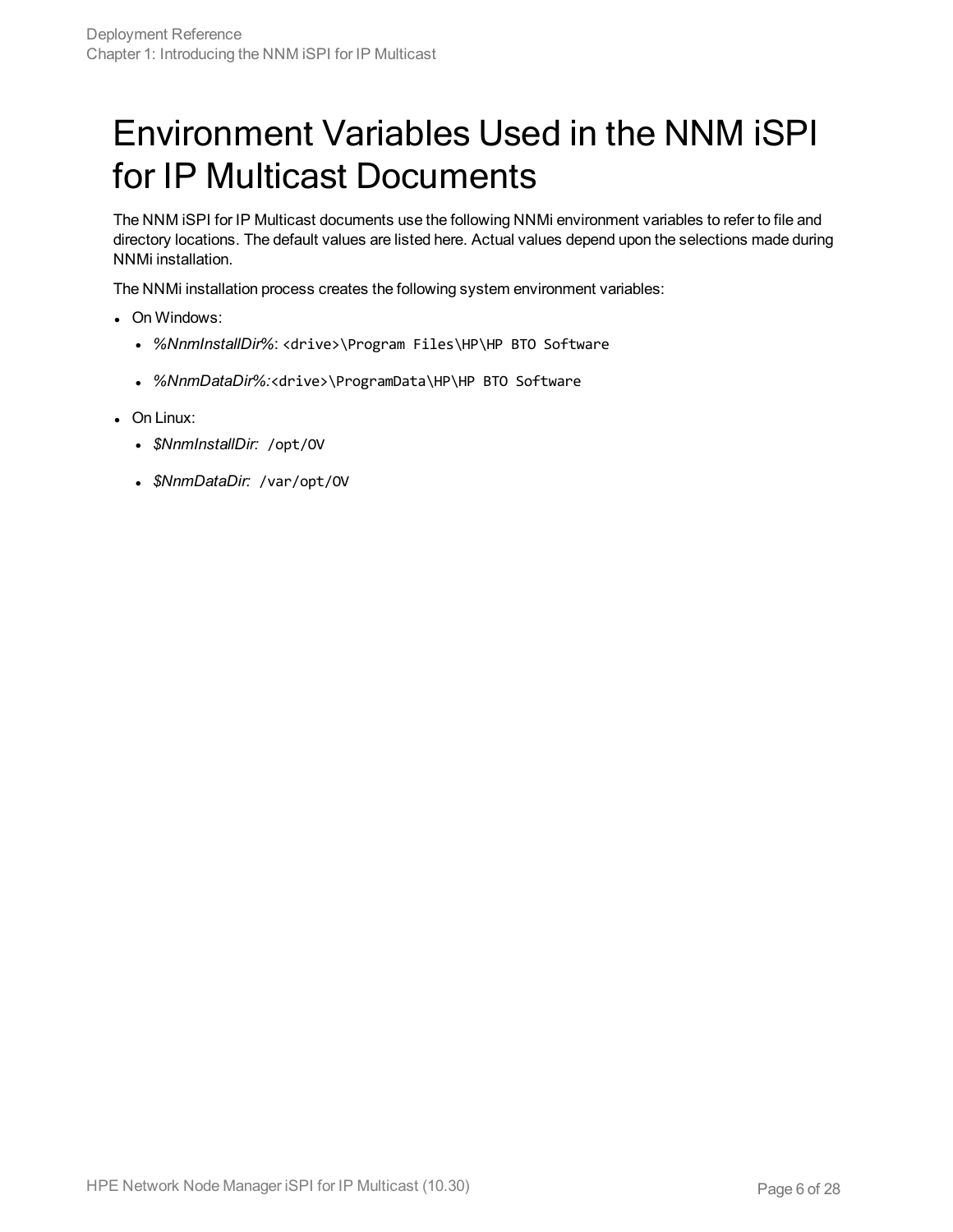# Environment Variables Used in the NNM iSPI for IP Multicast Documents

The NNM iSPI for IP Multicast documents use the following NNMi environment variables to refer to file and directory locations. The default values are listed here. Actual values depend upon the selections made during NNMi installation.

The NNMi installation process creates the following system environment variables:

- On Windows:
  - *%NnmInstallDir%*: `<drive>\Program Files\HP\HP BTO Software`
  - *%NnmDataDir%:*`<drive>\ProgramData\HP\HP BTO Software`
- On Linux:
  - *$NnmInstallDir:* `/opt/OV`
  - *$NnmDataDir:* `/var/opt/OV`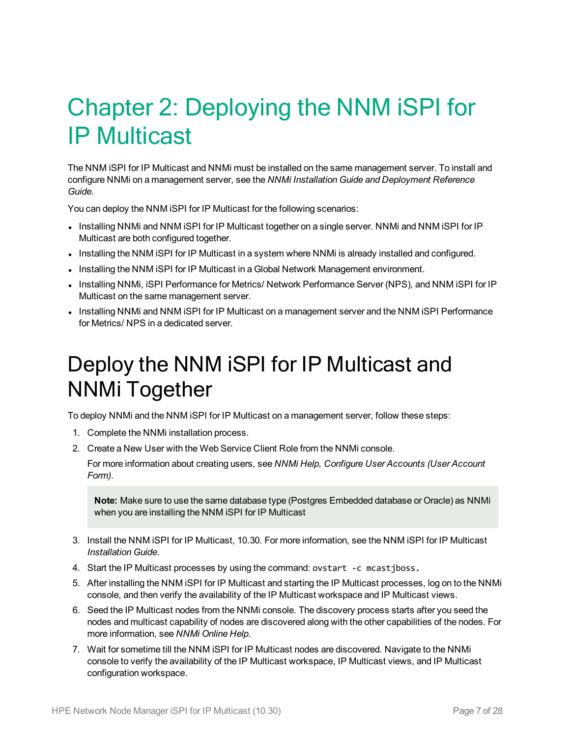# Chapter 2: Deploying the NNM iSPI for IP Multicast

The NNM iSPI for IP Multicast and NNMi must be installed on the same management server. To install and configure NNMi on a management server, see the *NNMi Installation Guide and Deployment Reference Guide.*

You can deploy the NNM iSPI for IP Multicast for the following scenarios:

- Installing NNMi and NNM iSPI for IP Multicast together on a single server. NNMi and NNM iSPI for IP Multicast are both configured together.
- Installing the NNM iSPI for IP Multicast in a system where NNMi is already installed and configured.
- Installing the NNM iSPI for IP Multicast in a Global Network Management environment.
- Installing NNMi, iSPI Performance for Metrics/ Network Performance Server (NPS), and NNM iSPI for IP Multicast on the same management server.
- Installing NNMi and NNM iSPI for IP Multicast on a management server and the NNM iSPI Performance for Metrics/ NPS in a dedicated server.

## Deploy the NNM iSPI for IP Multicast and NNMi Together

To deploy NNMi and the NNM iSPI for IP Multicast on a management server, follow these steps:

1. Complete the NNMi installation process.
2. Create a New User with the Web Service Client Role from the NNMi console.

   For more information about creating users, see *NNMi Help, Configure User Accounts (User Account Form)*.

   > **Note:** Make sure to use the same database type (Postgres Embedded database or Oracle) as NNMi when you are installing the NNM iSPI for IP Multicast

3. Install the NNM iSPI for IP Multicast, 10.30. For more information, see the NNM iSPI for IP Multicast *Installation Guide*.
4. Start the IP Multicast processes by using the command: `ovstart -c mcastjboss.`
5. After installing the NNM iSPI for IP Multicast and starting the IP Multicast processes, log on to the NNMi console, and then verify the availability of the IP Multicast workspace and IP Multicast views.
6. Seed the IP Multicast nodes from the NNMi console. The discovery process starts after you seed the nodes and multicast capability of nodes are discovered along with the other capabilities of the nodes. For more information, see *NNMi Online Help.*
7. Wait for sometime till the NNM iSPI for IP Multicast nodes are discovered. Navigate to the NNMi console to verify the availability of the IP Multicast workspace, IP Multicast views, and IP Multicast configuration workspace.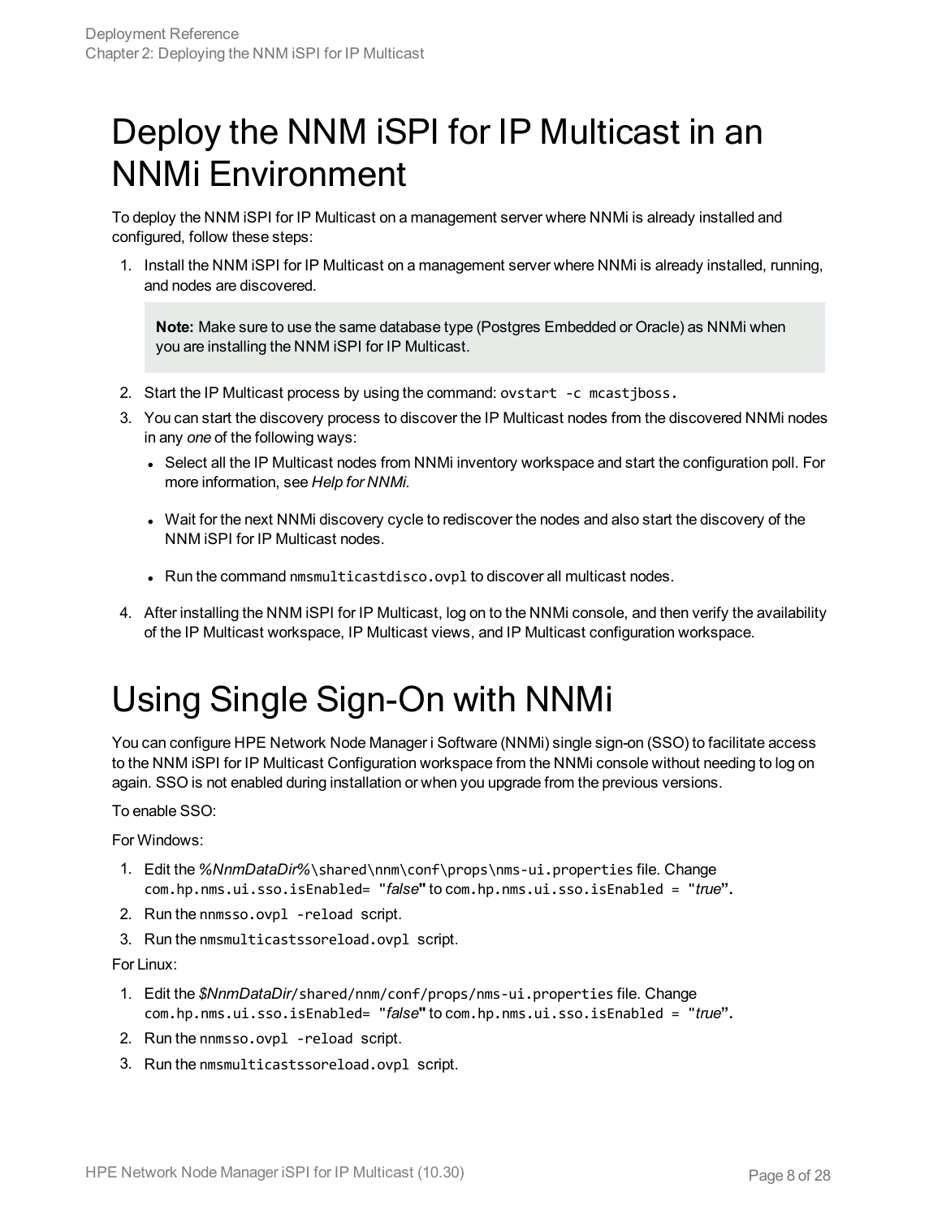# Deploy the NNM iSPI for IP Multicast in an NNMi Environment

To deploy the NNM iSPI for IP Multicast on a management server where NNMi is already installed and configured, follow these steps:

1. Install the NNM iSPI for IP Multicast on a management server where NNMi is already installed, running, and nodes are discovered.

   > **Note:** Make sure to use the same database type (Postgres Embedded or Oracle) as NNMi when you are installing the NNM iSPI for IP Multicast.

2. Start the IP Multicast process by using the command: `ovstart -c mcastjboss.`
3. You can start the discovery process to discover the IP Multicast nodes from the discovered NNMi nodes in any *one* of the following ways:
   - Select all the IP Multicast nodes from NNMi inventory workspace and start the configuration poll. For more information, see *Help for NNMi*.
   - Wait for the next NNMi discovery cycle to rediscover the nodes and also start the discovery of the NNM iSPI for IP Multicast nodes.
   - Run the command `nmsmulticastdisco.ovpl` to discover all multicast nodes.
4. After installing the NNM iSPI for IP Multicast, log on to the NNMi console, and then verify the availability of the IP Multicast workspace, IP Multicast views, and IP Multicast configuration workspace.

# Using Single Sign-On with NNMi

You can configure HPE Network Node Manager i Software (NNMi) single sign-on (SSO) to facilitate access to the NNM iSPI for IP Multicast Configuration workspace from the NNMi console without needing to log on again. SSO is not enabled during installation or when you upgrade from the previous versions.

To enable SSO:

For Windows:

1. Edit the *%NnmDataDir%*`\shared\nnm\conf\props\nms-ui.properties` file. Change `com.hp.nms.ui.sso.isEnabled= "`*false*`"` to `com.hp.nms.ui.sso.isEnabled = "`*true*`"`.
2. Run the `nnmsso.ovpl -reload` script.
3. Run the `nmsmulticastssoreload.ovpl` script.

For Linux:

1. Edit the *$NnmDataDir/*`shared/nnm/conf/props/nms-ui.properties` file. Change `com.hp.nms.ui.sso.isEnabled= "`*false*`"` to `com.hp.nms.ui.sso.isEnabled = "`*true*`"`.
2. Run the `nnmsso.ovpl -reload` script.
3. Run the `nmsmulticastssoreload.ovpl` script.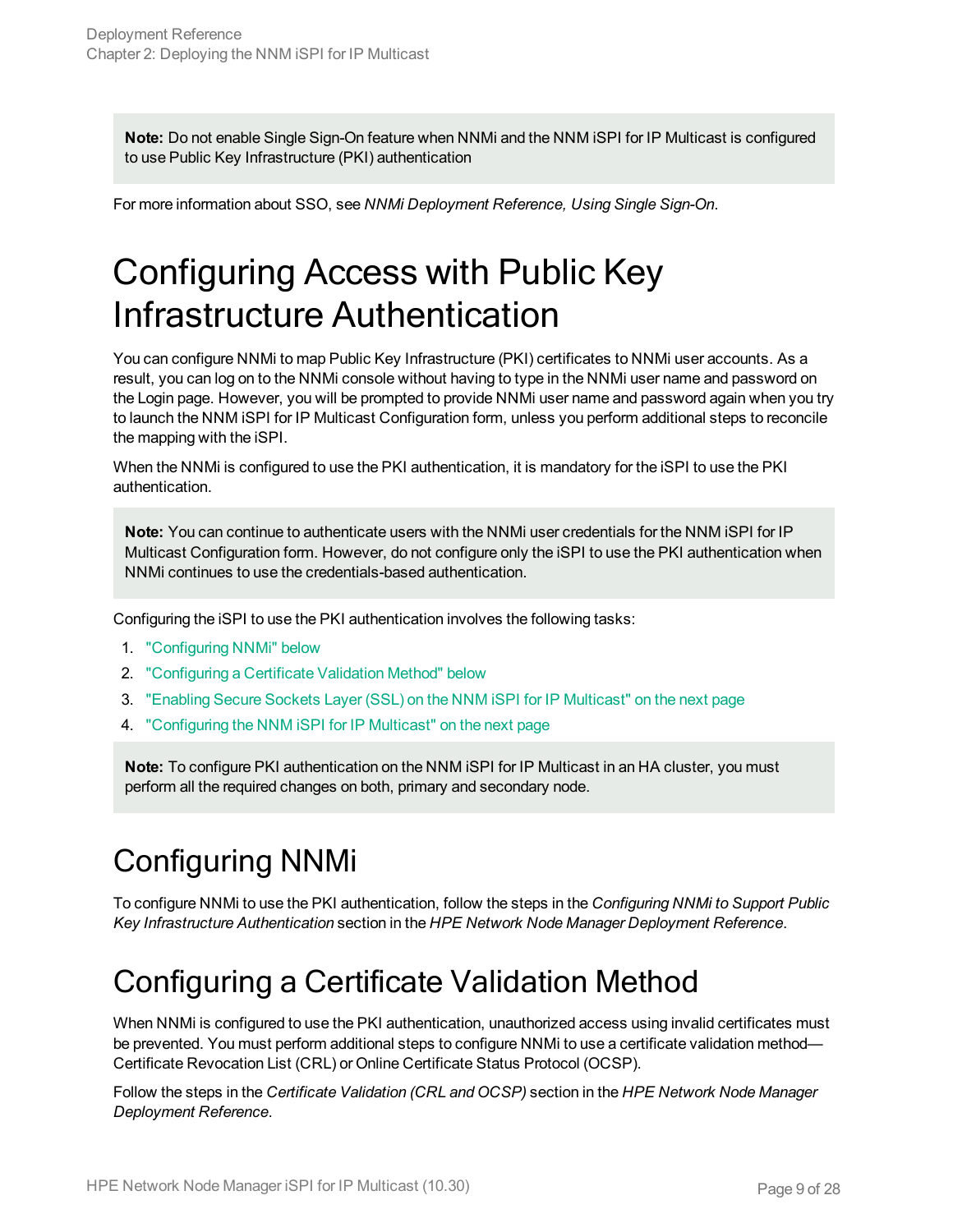**Note:** Do not enable Single Sign-On feature when NNMi and the NNM iSPI for IP Multicast is configured to use Public Key Infrastructure (PKI) authentication

For more information about SSO, see *NNMi Deployment Reference, Using Single Sign-On*.

# Configuring Access with Public Key Infrastructure Authentication

You can configure NNMi to map Public Key Infrastructure (PKI) certificates to NNMi user accounts. As a result, you can log on to the NNMi console without having to type in the NNMi user name and password on the Login page. However, you will be prompted to provide NNMi user name and password again when you try to launch the NNM iSPI for IP Multicast Configuration form, unless you perform additional steps to reconcile the mapping with the iSPI.

When the NNMi is configured to use the PKI authentication, it is mandatory for the iSPI to use the PKI authentication.

**Note:** You can continue to authenticate users with the NNMi user credentials for the NNM iSPI for IP Multicast Configuration form. However, do not configure only the iSPI to use the PKI authentication when NNMi continues to use the credentials-based authentication.

Configuring the iSPI to use the PKI authentication involves the following tasks:

1. "Configuring NNMi" below
2. "Configuring a Certificate Validation Method" below
3. "Enabling Secure Sockets Layer (SSL) on the NNM iSPI for IP Multicast" on the next page
4. "Configuring the NNM iSPI for IP Multicast" on the next page

**Note:** To configure PKI authentication on the NNM iSPI for IP Multicast in an HA cluster, you must perform all the required changes on both, primary and secondary node.

## Configuring NNMi

To configure NNMi to use the PKI authentication, follow the steps in the *Configuring NNMi to Support Public Key Infrastructure Authentication* section in the *HPE Network Node Manager Deployment Reference*.

## Configuring a Certificate Validation Method

When NNMi is configured to use the PKI authentication, unauthorized access using invalid certificates must be prevented. You must perform additional steps to configure NNMi to use a certificate validation method—Certificate Revocation List (CRL) or Online Certificate Status Protocol (OCSP).

Follow the steps in the *Certificate Validation (CRL and OCSP)* section in the *HPE Network Node Manager Deployment Reference*.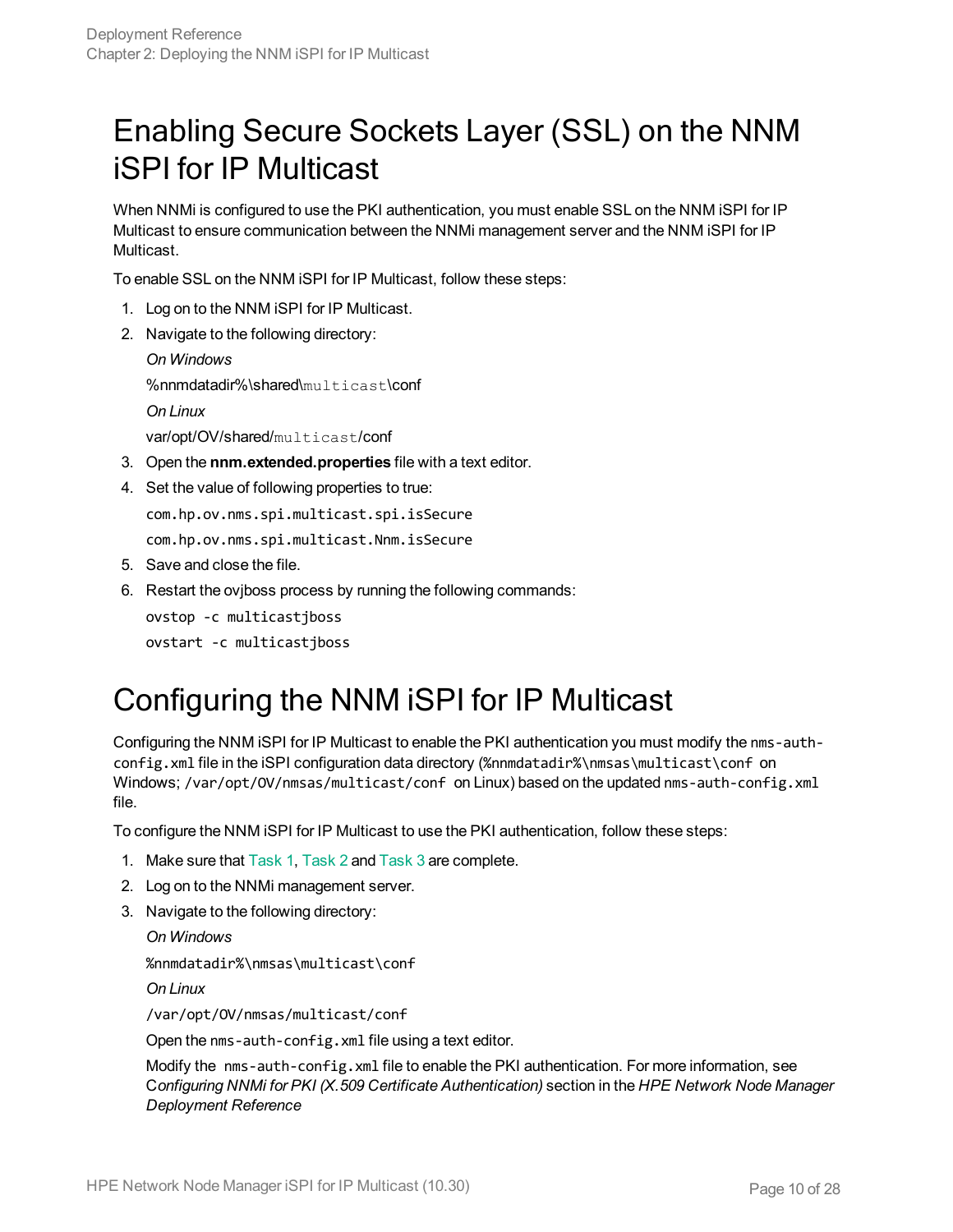# Enabling Secure Sockets Layer (SSL) on the NNM iSPI for IP Multicast

When NNMi is configured to use the PKI authentication, you must enable SSL on the NNM iSPI for IP Multicast to ensure communication between the NNMi management server and the NNM iSPI for IP Multicast.

To enable SSL on the NNM iSPI for IP Multicast, follow these steps:

1. Log on to the NNM iSPI for IP Multicast.
2. Navigate to the following directory:

   *On Windows*

   %nnmdatadir%\shared\multicast\conf

   *On Linux*

   var/opt/OV/shared/multicast/conf
3. Open the **nnm.extended.properties** file with a text editor.
4. Set the value of following properties to true:

   `com.hp.ov.nms.spi.multicast.spi.isSecure`

   `com.hp.ov.nms.spi.multicast.Nnm.isSecure`
5. Save and close the file.
6. Restart the ovjboss process by running the following commands:

   `ovstop -c multicastjboss`

   `ovstart -c multicastjboss`

# Configuring the NNM iSPI for IP Multicast

Configuring the NNM iSPI for IP Multicast to enable the PKI authentication you must modify the `nms-auth-config.xml` file in the iSPI configuration data directory (`%nnmdatadir%\nmsas\multicast\conf` on Windows; `/var/opt/OV/nmsas/multicast/conf` on Linux) based on the updated `nms-auth-config.xml` file.

To configure the NNM iSPI for IP Multicast to use the PKI authentication, follow these steps:

1. Make sure that Task 1, Task 2 and Task 3 are complete.
2. Log on to the NNMi management server.
3. Navigate to the following directory:

   *On Windows*

   `%nnmdatadir%\nmsas\multicast\conf`

   *On Linux*

   `/var/opt/OV/nmsas/multicast/conf`

   Open the `nms-auth-config.xml` file using a text editor.

   Modify the `nms-auth-config.xml` file to enable the PKI authentication. For more information, see *Configuring NNMi for PKI (X.509 Certificate Authentication)* section in the *HPE Network Node Manager Deployment Reference*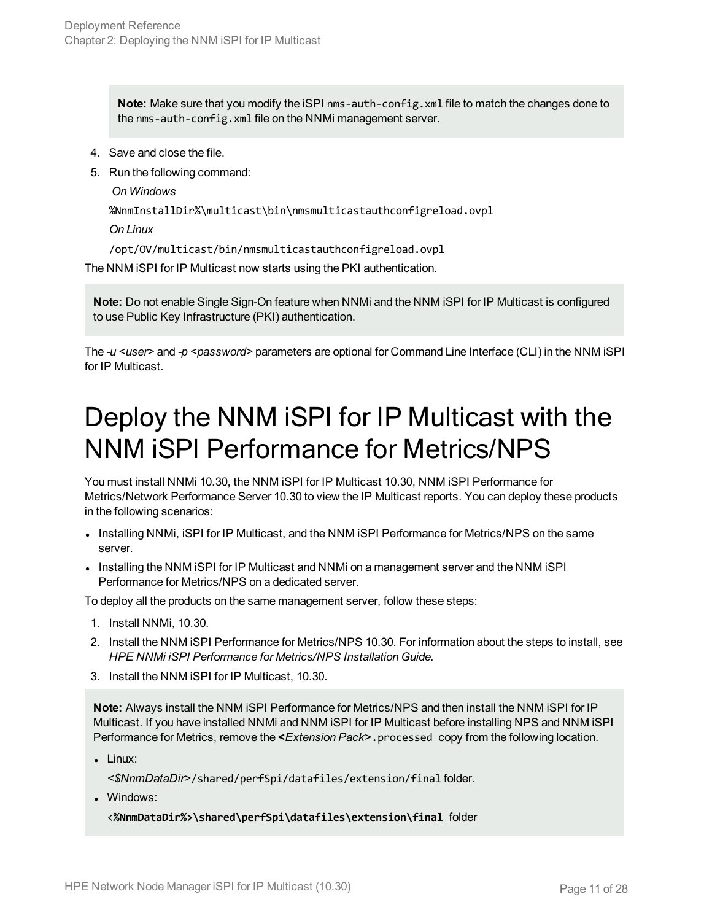**Note:** Make sure that you modify the iSPI `nms-auth-config.xml` file to match the changes done to the `nms-auth-config.xml` file on the NNMi management server.

4. Save and close the file.
5. Run the following command:

   *On Windows*

   `%NnmInstallDir%\multicast\bin\nmsmulticastauthconfigreload.ovpl`

   *On Linux*

   `/opt/OV/multicast/bin/nmsmulticastauthconfigreload.ovpl`

The NNM iSPI for IP Multicast now starts using the PKI authentication.

**Note:** Do not enable Single Sign-On feature when NNMi and the NNM iSPI for IP Multicast is configured to use Public Key Infrastructure (PKI) authentication.

The *-u <user>* and *-p <password>* parameters are optional for Command Line Interface (CLI) in the NNM iSPI for IP Multicast.

# Deploy the NNM iSPI for IP Multicast with the NNM iSPI Performance for Metrics/NPS

You must install NNMi 10.30, the NNM iSPI for IP Multicast 10.30, NNM iSPI Performance for Metrics/Network Performance Server 10.30 to view the IP Multicast reports. You can deploy these products in the following scenarios:

- Installing NNMi, iSPI for IP Multicast, and the NNM iSPI Performance for Metrics/NPS on the same server.
- Installing the NNM iSPI for IP Multicast and NNMi on a management server and the NNM iSPI Performance for Metrics/NPS on a dedicated server.

To deploy all the products on the same management server, follow these steps:

1. Install NNMi, 10.30.
2. Install the NNM iSPI Performance for Metrics/NPS 10.30. For information about the steps to install, see *HPE NNMi iSPI Performance for Metrics/NPS Installation Guide.*
3. Install the NNM iSPI for IP Multicast, 10.30.

**Note:** Always install the NNM iSPI Performance for Metrics/NPS and then install the NNM iSPI for IP Multicast. If you have installed NNMi and NNM iSPI for IP Multicast before installing NPS and NNM iSPI Performance for Metrics, remove the **<***Extension Pack***>**`.processed` copy from the following location.

- Linux:

  <*$NnmDataDir*>`/shared/perfSpi/datafiles/extension/final` folder.

- Windows:

  <**`%NnmDataDir%>\shared\perfSpi\datafiles\extension\final`** folder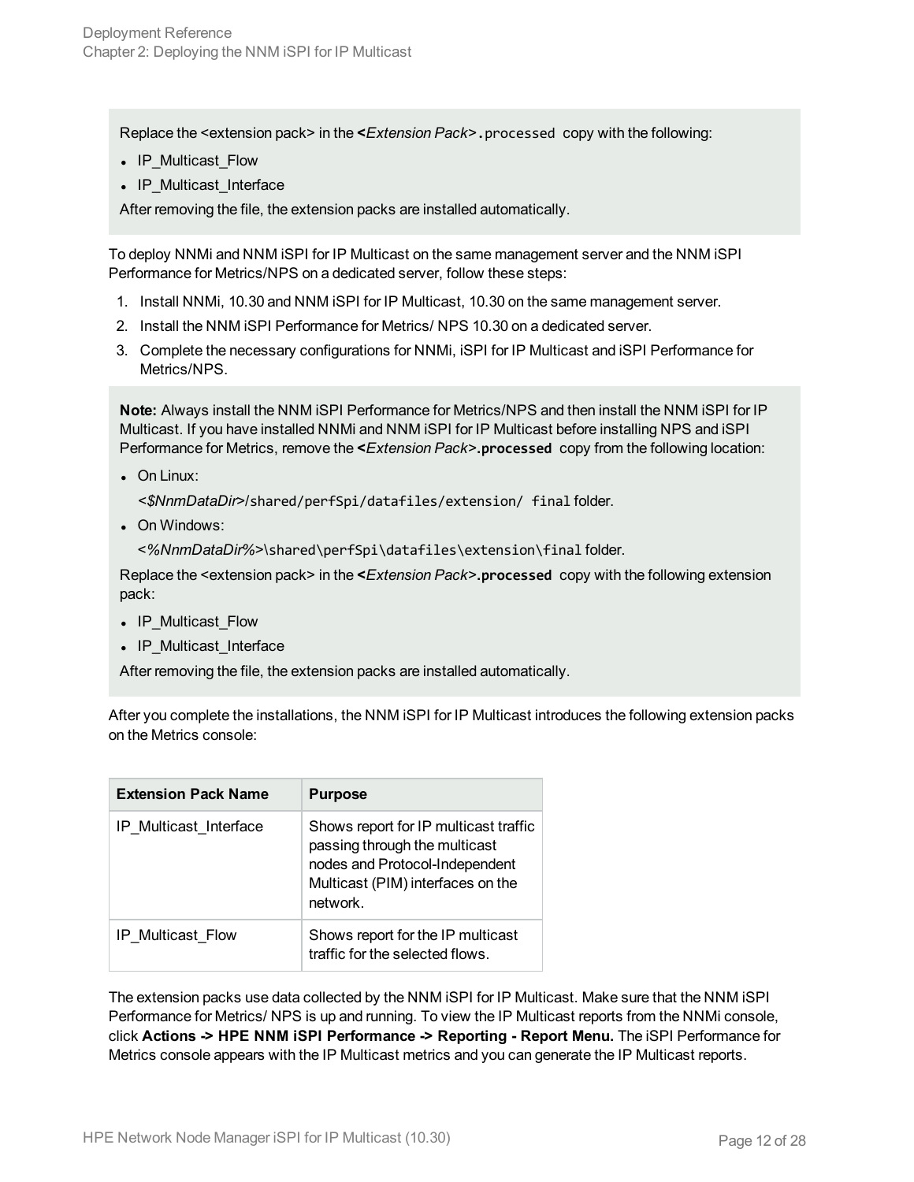Replace the <extension pack> in the **<***Extension Pack***>.**`processed` copy with the following:

- IP_Multicast_Flow
- IP_Multicast_Interface

After removing the file, the extension packs are installed automatically.

To deploy NNMi and NNM iSPI for IP Multicast on the same management server and the NNM iSPI Performance for Metrics/NPS on a dedicated server, follow these steps:

1. Install NNMi, 10.30 and NNM iSPI for IP Multicast, 10.30 on the same management server.
2. Install the NNM iSPI Performance for Metrics/ NPS 10.30 on a dedicated server.
3. Complete the necessary configurations for NNMi, iSPI for IP Multicast and iSPI Performance for Metrics/NPS.

**Note:** Always install the NNM iSPI Performance for Metrics/NPS and then install the NNM iSPI for IP Multicast. If you have installed NNMi and NNM iSPI for IP Multicast before installing NPS and iSPI Performance for Metrics, remove the **<***Extension Pack***>**`.processed` copy from the following location:

- On Linux:

  *<$NnmDataDir>*`/shared/perfSpi/datafiles/extension/ final` folder.

- On Windows:

  *<%NnmDataDir%>*`\shared\perfSpi\datafiles\extension\final` folder.

Replace the <extension pack> in the **<***Extension Pack***>**`.processed` copy with the following extension pack:

- IP_Multicast_Flow
- IP_Multicast_Interface

After removing the file, the extension packs are installed automatically.

After you complete the installations, the NNM iSPI for IP Multicast introduces the following extension packs on the Metrics console:

| Extension Pack Name | Purpose |
|---|---|
| IP_Multicast_Interface | Shows report for IP multicast traffic passing through the multicast nodes and Protocol-Independent Multicast (PIM) interfaces on the network. |
| IP_Multicast_Flow | Shows report for the IP multicast traffic for the selected flows. |

The extension packs use data collected by the NNM iSPI for IP Multicast. Make sure that the NNM iSPI Performance for Metrics/ NPS is up and running. To view the IP Multicast reports from the NNMi console, click **Actions -> HPE NNM iSPI Performance -> Reporting - Report Menu.** The iSPI Performance for Metrics console appears with the IP Multicast metrics and you can generate the IP Multicast reports.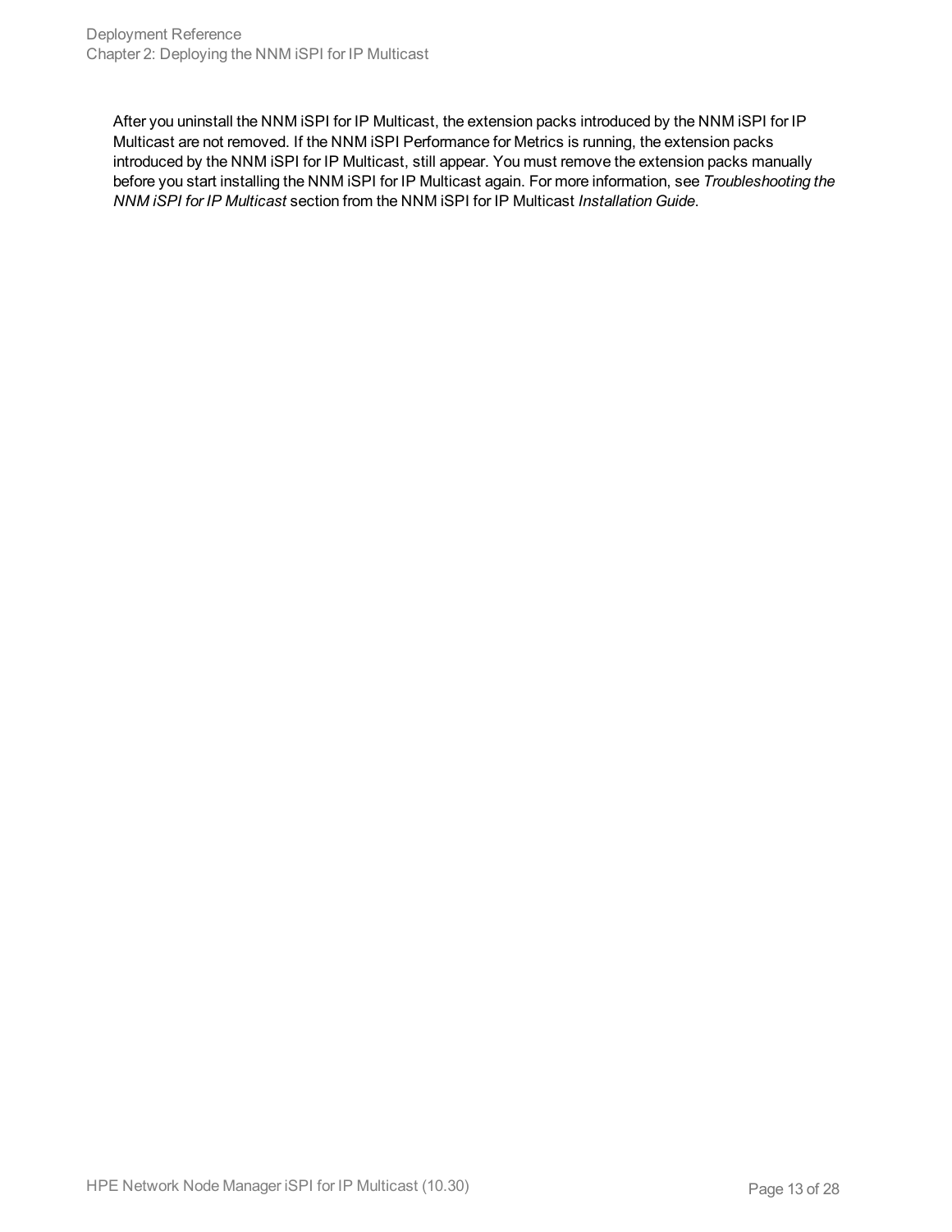After you uninstall the NNM iSPI for IP Multicast, the extension packs introduced by the NNM iSPI for IP Multicast are not removed. If the NNM iSPI Performance for Metrics is running, the extension packs introduced by the NNM iSPI for IP Multicast, still appear. You must remove the extension packs manually before you start installing the NNM iSPI for IP Multicast again. For more information, see *Troubleshooting the NNM iSPI for IP Multicast* section from the NNM iSPI for IP Multicast *Installation Guide*.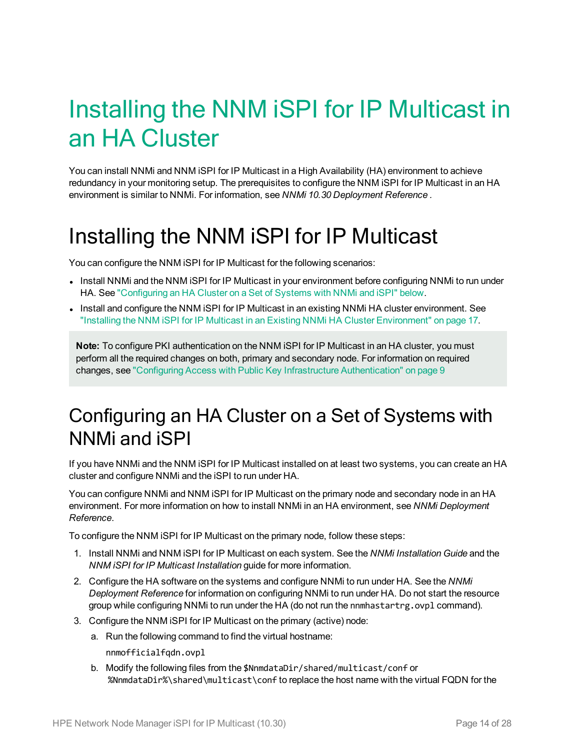# Installing the NNM iSPI for IP Multicast in an HA Cluster

You can install NNMi and NNM iSPI for IP Multicast in a High Availability (HA) environment to achieve redundancy in your monitoring setup. The prerequisites to configure the NNM iSPI for IP Multicast in an HA environment is similar to NNMi. For information, see *NNMi 10.30 Deployment Reference* .

# Installing the NNM iSPI for IP Multicast

You can configure the NNM iSPI for IP Multicast for the following scenarios:

- Install NNMi and the NNM iSPI for IP Multicast in your environment before configuring NNMi to run under HA. See "Configuring an HA Cluster on a Set of Systems with NNMi and iSPI" below.
- Install and configure the NNM iSPI for IP Multicast in an existing NNMi HA cluster environment. See "Installing the NNM iSPI for IP Multicast in an Existing NNMi HA Cluster Environment" on page 17.

> **Note:** To configure PKI authentication on the NNM iSPI for IP Multicast in an HA cluster, you must perform all the required changes on both, primary and secondary node. For information on required changes, see "Configuring Access with Public Key Infrastructure Authentication" on page 9

## Configuring an HA Cluster on a Set of Systems with NNMi and iSPI

If you have NNMi and the NNM iSPI for IP Multicast installed on at least two systems, you can create an HA cluster and configure NNMi and the iSPI to run under HA.

You can configure NNMi and NNM iSPI for IP Multicast on the primary node and secondary node in an HA environment. For more information on how to install NNMi in an HA environment, see *NNMi Deployment Reference*.

To configure the NNM iSPI for IP Multicast on the primary node, follow these steps:

1. Install NNMi and NNM iSPI for IP Multicast on each system. See the *NNMi Installation Guide* and the *NNM iSPI for IP Multicast Installation* guide for more information.
2. Configure the HA software on the systems and configure NNMi to run under HA. See the *NNMi Deployment Reference* for information on configuring NNMi to run under HA. Do not start the resource group while configuring NNMi to run under the HA (do not run the `nnmhastartrg.ovpl` command).
3. Configure the NNM iSPI for IP Multicast on the primary (active) node:
   a. Run the following command to find the virtual hostname:

      `nnmofficialfqdn.ovpl`

   b. Modify the following files from the `$NnmdataDir/shared/multicast/conf` or `%NnmdataDir%\shared\multicast\conf` to replace the host name with the virtual FQDN for the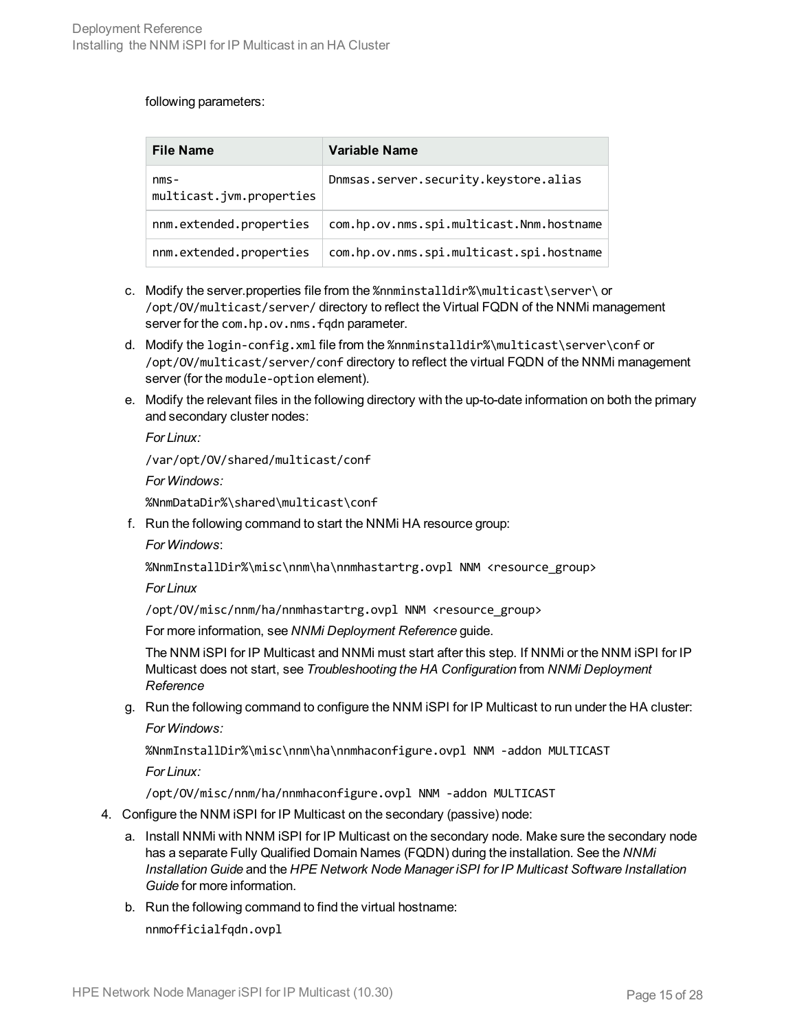following parameters:

| File Name | Variable Name |
| --- | --- |
| nms-multicast.jvm.properties | Dnmsas.server.security.keystore.alias |
| nnm.extended.properties | com.hp.ov.nms.spi.multicast.Nnm.hostname |
| nnm.extended.properties | com.hp.ov.nms.spi.multicast.spi.hostname |

c. Modify the server.properties file from the `%nnminstalldir%\multicast\server\` or `/opt/OV/multicast/server/` directory to reflect the Virtual FQDN of the NNMi management server for the `com.hp.ov.nms.fqdn` parameter.

d. Modify the `login-config.xml` file from the `%nnminstalldir%\multicast\server\conf` or `/opt/OV/multicast/server/conf` directory to reflect the virtual FQDN of the NNMi management server (for the `module-option` element).

e. Modify the relevant files in the following directory with the up-to-date information on both the primary and secondary cluster nodes:

   *For Linux:*

   `/var/opt/OV/shared/multicast/conf`

   *For Windows:*

   `%NnmDataDir%\shared\multicast\conf`

f. Run the following command to start the NNMi HA resource group:

   *For Windows*:

   `%NnmInstallDir%\misc\nnm\ha\nnmhastartrg.ovpl NNM <resource_group>`

   *For Linux*

   `/opt/OV/misc/nnm/ha/nnmhastartrg.ovpl NNM <resource_group>`

   For more information, see *NNMi Deployment Reference* guide.

   The NNM iSPI for IP Multicast and NNMi must start after this step. If NNMi or the NNM iSPI for IP Multicast does not start, see *Troubleshooting the HA Configuration* from *NNMi Deployment Reference*

g. Run the following command to configure the NNM iSPI for IP Multicast to run under the HA cluster:

   *For Windows:*

   `%NnmInstallDir%\misc\nnm\ha\nnmhaconfigure.ovpl NNM -addon MULTICAST`

   *For Linux:*

   `/opt/OV/misc/nnm/ha/nnmhaconfigure.ovpl NNM -addon MULTICAST`

4. Configure the NNM iSPI for IP Multicast on the secondary (passive) node:

   a. Install NNMi with NNM iSPI for IP Multicast on the secondary node. Make sure the secondary node has a separate Fully Qualified Domain Names (FQDN) during the installation. See the *NNMi Installation Guide* and the *HPE Network Node Manager iSPI for IP Multicast Software Installation Guide* for more information.

   b. Run the following command to find the virtual hostname:

      `nnmofficialfqdn.ovpl`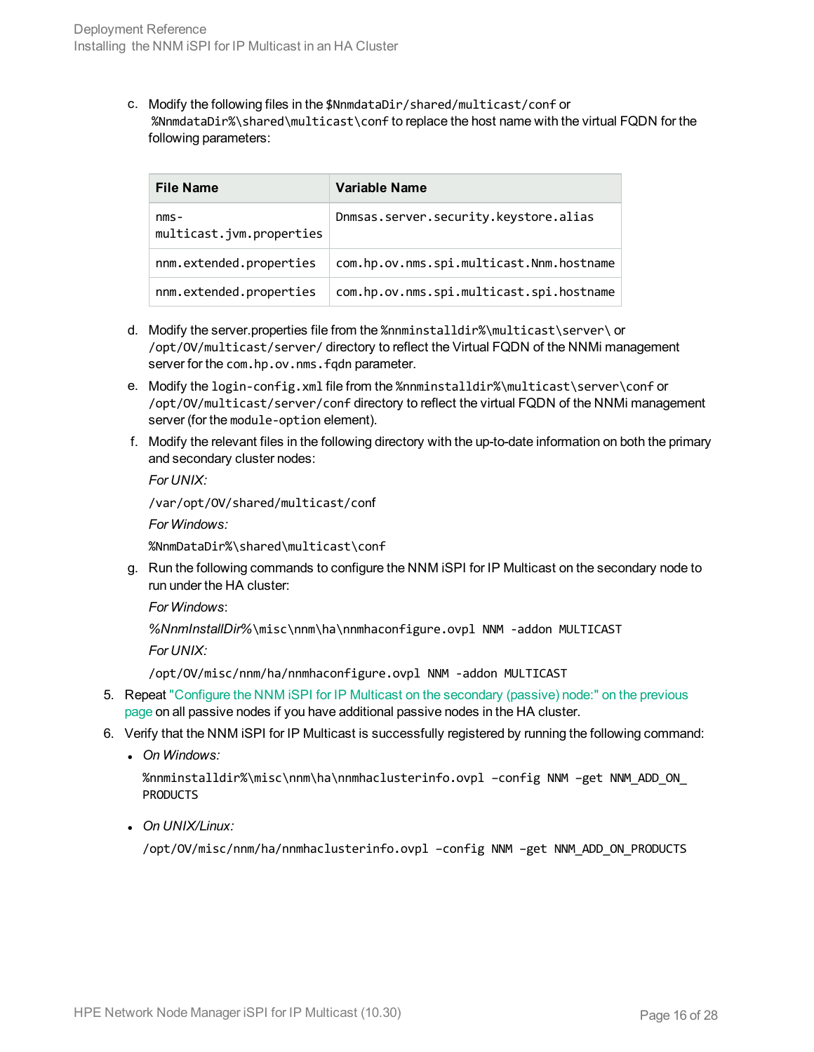c. Modify the following files in the `$NnmdataDir/shared/multicast/conf` or `%NnmdataDir%\shared\multicast\conf` to replace the host name with the virtual FQDN for the following parameters:

| File Name | Variable Name |
| --- | --- |
| `nms-multicast.jvm.properties` | `Dnmsas.server.security.keystore.alias` |
| `nnm.extended.properties` | `com.hp.ov.nms.spi.multicast.Nnm.hostname` |
| `nnm.extended.properties` | `com.hp.ov.nms.spi.multicast.spi.hostname` |

d. Modify the server.properties file from the `%nnminstalldir%\multicast\server\` or `/opt/OV/multicast/server/` directory to reflect the Virtual FQDN of the NNMi management server for the `com.hp.ov.nms.fqdn` parameter.

e. Modify the `login-config.xml` file from the `%nnminstalldir%\multicast\server\conf` or `/opt/OV/multicast/server/conf` directory to reflect the virtual FQDN of the NNMi management server (for the `module-option` element).

f. Modify the relevant files in the following directory with the up-to-date information on both the primary and secondary cluster nodes:

   *For UNIX:*

   `/var/opt/OV/shared/multicast/conf`

   *For Windows:*

   `%NnmDataDir%\shared\multicast\conf`

g. Run the following commands to configure the NNM iSPI for IP Multicast on the secondary node to run under the HA cluster:

   *For Windows*:

   *%NnmInstallDir%*`\misc\nnm\ha\nnmhaconfigure.ovpl NNM -addon MULTICAST`

   *For UNIX:*

   `/opt/OV/misc/nnm/ha/nnmhaconfigure.ovpl NNM -addon MULTICAST`

5. Repeat "Configure the NNM iSPI for IP Multicast on the secondary (passive) node:" on the previous page on all passive nodes if you have additional passive nodes in the HA cluster.

6. Verify that the NNM iSPI for IP Multicast is successfully registered by running the following command:

   - *On Windows:*

     `%nnminstalldir%\misc\nnm\ha\nnmhaclusterinfo.ovpl –config NNM –get NNM_ADD_ON_PRODUCTS`

   - *On UNIX/Linux:*

     `/opt/OV/misc/nnm/ha/nnmhaclusterinfo.ovpl –config NNM –get NNM_ADD_ON_PRODUCTS`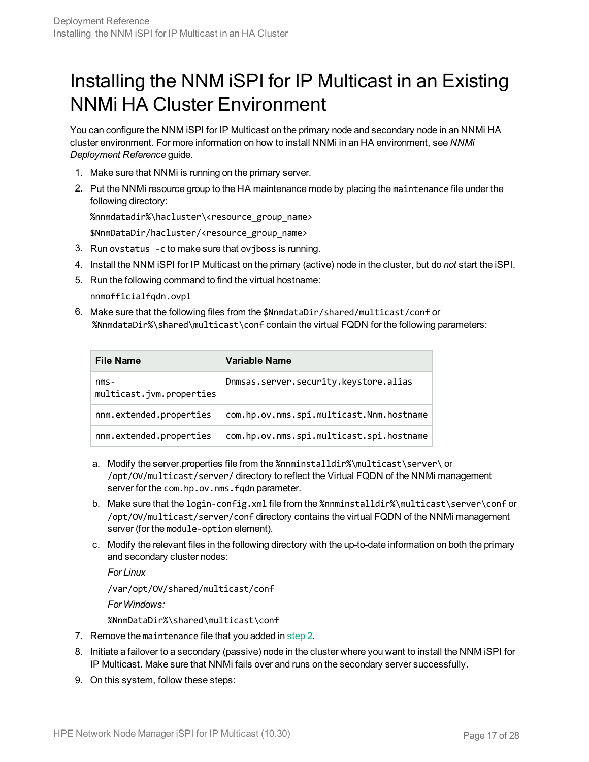# Installing the NNM iSPI for IP Multicast in an Existing NNMi HA Cluster Environment

You can configure the NNM iSPI for IP Multicast on the primary node and secondary node in an NNMi HA cluster environment. For more information on how to install NNMi in an HA environment, see *NNMi Deployment Reference* guide.

1. Make sure that NNMi is running on the primary server.
2. Put the NNMi resource group to the HA maintenance mode by placing the `maintenance` file under the following directory:

   `%nnmdatadir%\hacluster\<resource_group_name>`

   `$NnmDataDir/hacluster/<resource_group_name>`
3. Run `ovstatus -c` to make sure that `ovjboss` is running.
4. Install the NNM iSPI for IP Multicast on the primary (active) node in the cluster, but do *not* start the iSPI.
5. Run the following command to find the virtual hostname:

   `nnmofficialfqdn.ovpl`
6. Make sure that the following files from the `$NnmdataDir/shared/multicast/conf` or `%NnmdataDir%\shared\multicast\conf` contain the virtual FQDN for the following parameters:

   | File Name | Variable Name |
   | --- | --- |
   | `nms-multicast.jvm.properties` | `Dnmsas.server.security.keystore.alias` |
   | `nnm.extended.properties` | `com.hp.ov.nms.spi.multicast.Nnm.hostname` |
   | `nnm.extended.properties` | `com.hp.ov.nms.spi.multicast.spi.hostname` |

   a. Modify the server.properties file from the `%nnminstalldir%\multicast\server\` or `/opt/OV/multicast/server/` directory to reflect the Virtual FQDN of the NNMi management server for the `com.hp.ov.nms.fqdn` parameter.

   b. Make sure that the `login-config.xml` file from the `%nnminstalldir%\multicast\server\conf` or `/opt/OV/multicast/server/conf` directory contains the virtual FQDN of the NNMi management server (for the `module-option` element).

   c. Modify the relevant files in the following directory with the up-to-date information on both the primary and secondary cluster nodes:

      *For Linux*

      `/var/opt/OV/shared/multicast/conf`

      *For Windows:*

      `%NnmDataDir%\shared\multicast\conf`
7. Remove the `maintenance` file that you added in step 2.
8. Initiate a failover to a secondary (passive) node in the cluster where you want to install the NNM iSPI for IP Multicast. Make sure that NNMi fails over and runs on the secondary server successfully.
9. On this system, follow these steps: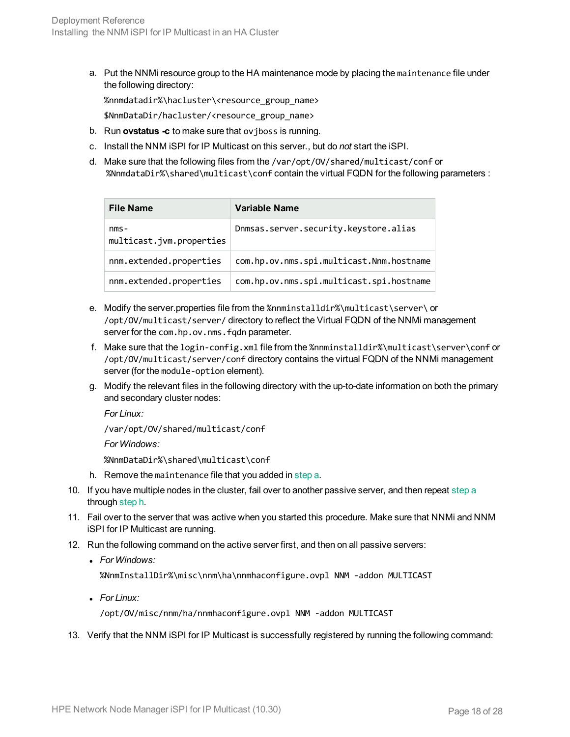a. Put the NNMi resource group to the HA maintenance mode by placing the `maintenance` file under the following directory:

   `%nnmdatadir%\hacluster\<resource_group_name>`

   `$NnmDataDir/hacluster/<resource_group_name>`

b. Run **ovstatus -c** to make sure that `ovjboss` is running.

c. Install the NNM iSPI for IP Multicast on this server., but do *not* start the iSPI.

d. Make sure that the following files from the `/var/opt/OV/shared/multicast/conf` or `%NnmdataDir%\shared\multicast\conf` contain the virtual FQDN for the following parameters :

| File Name | Variable Name |
|---|---|
| `nms-multicast.jvm.properties` | `Dnmsas.server.security.keystore.alias` |
| `nnm.extended.properties` | `com.hp.ov.nms.spi.multicast.Nnm.hostname` |
| `nnm.extended.properties` | `com.hp.ov.nms.spi.multicast.spi.hostname` |

e. Modify the server.properties file from the `%nnminstalldir%\multicast\server\` or `/opt/OV/multicast/server/` directory to reflect the Virtual FQDN of the NNMi management server for the `com.hp.ov.nms.fqdn` parameter.

f. Make sure that the `login-config.xml` file from the `%nnminstalldir%\multicast\server\conf` or `/opt/OV/multicast/server/conf` directory contains the virtual FQDN of the NNMi management server (for the `module-option` element).

g. Modify the relevant files in the following directory with the up-to-date information on both the primary and secondary cluster nodes:

   *For Linux:*

   `/var/opt/OV/shared/multicast/conf`

   *For Windows:*

   `%NnmDataDir%\shared\multicast\conf`

h. Remove the `maintenance` file that you added in step a.

10. If you have multiple nodes in the cluster, fail over to another passive server, and then repeat step a through step h.

11. Fail over to the server that was active when you started this procedure. Make sure that NNMi and NNM iSPI for IP Multicast are running.

12. Run the following command on the active server first, and then on all passive servers:

    - *For Windows:*

      `%NnmInstallDir%\misc\nnm\ha\nnmhaconfigure.ovpl NNM -addon MULTICAST`

    - *For Linux:*

      `/opt/OV/misc/nnm/ha/nnmhaconfigure.ovpl NNM -addon MULTICAST`

13. Verify that the NNM iSPI for IP Multicast is successfully registered by running the following command: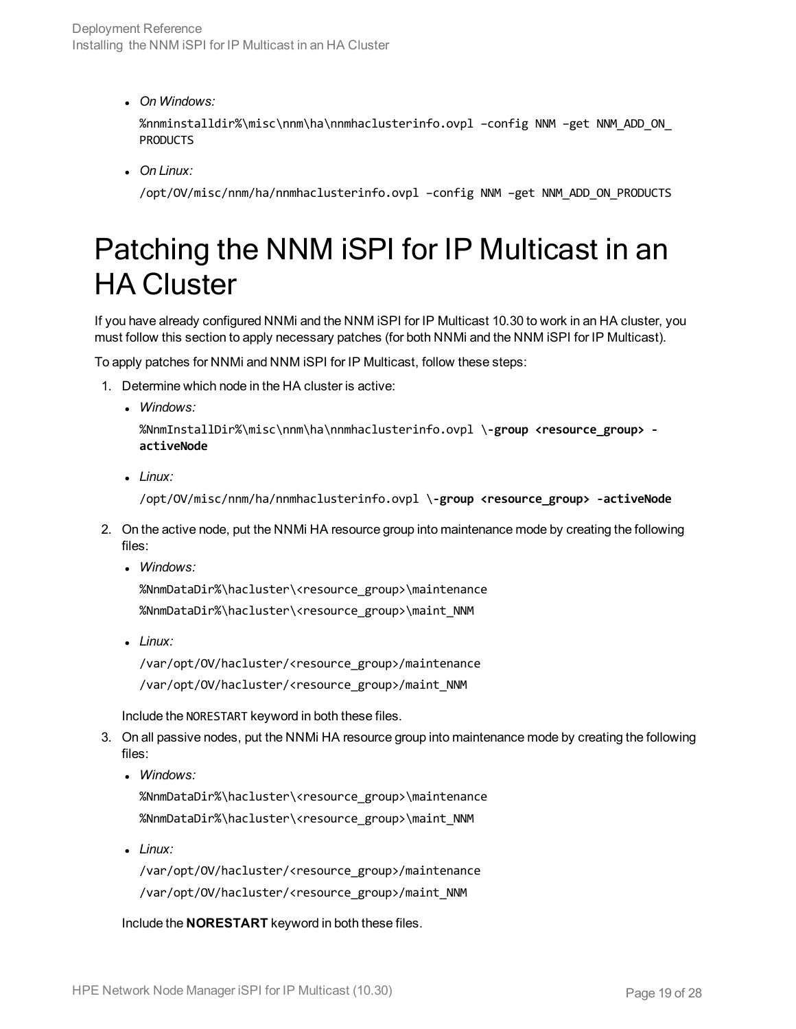- *On Windows:*

  ```
  %nnminstalldir%\misc\nnm\ha\nnmhaclusterinfo.ovpl –config NNM –get NNM_ADD_ON_PRODUCTS
  ```

- *On Linux:*

  ```
  /opt/OV/misc/nnm/ha/nnmhaclusterinfo.ovpl –config NNM –get NNM_ADD_ON_PRODUCTS
  ```

# Patching the NNM iSPI for IP Multicast in an HA Cluster

If you have already configured NNMi and the NNM iSPI for IP Multicast 10.30 to work in an HA cluster, you must follow this section to apply necessary patches (for both NNMi and the NNM iSPI for IP Multicast).

To apply patches for NNMi and NNM iSPI for IP Multicast, follow these steps:

1. Determine which node in the HA cluster is active:
   - *Windows:*

     ```
     %NnmInstallDir%\misc\nnm\ha\nnmhaclusterinfo.ovpl \-group <resource_group> -activeNode
     ```

   - *Linux:*

     ```
     /opt/OV/misc/nnm/ha/nnmhaclusterinfo.ovpl \-group <resource_group> -activeNode
     ```

2. On the active node, put the NNMi HA resource group into maintenance mode by creating the following files:
   - *Windows:*

     ```
     %NnmDataDir%\hacluster\<resource_group>\maintenance
     %NnmDataDir%\hacluster\<resource_group>\maint_NNM
     ```

   - *Linux:*

     ```
     /var/opt/OV/hacluster/<resource_group>/maintenance
     /var/opt/OV/hacluster/<resource_group>/maint_NNM
     ```

   Include the `NORESTART` keyword in both these files.

3. On all passive nodes, put the NNMi HA resource group into maintenance mode by creating the following files:
   - *Windows:*

     ```
     %NnmDataDir%\hacluster\<resource_group>\maintenance
     %NnmDataDir%\hacluster\<resource_group>\maint_NNM
     ```

   - *Linux:*

     ```
     /var/opt/OV/hacluster/<resource_group>/maintenance
     /var/opt/OV/hacluster/<resource_group>/maint_NNM
     ```

   Include the **NORESTART** keyword in both these files.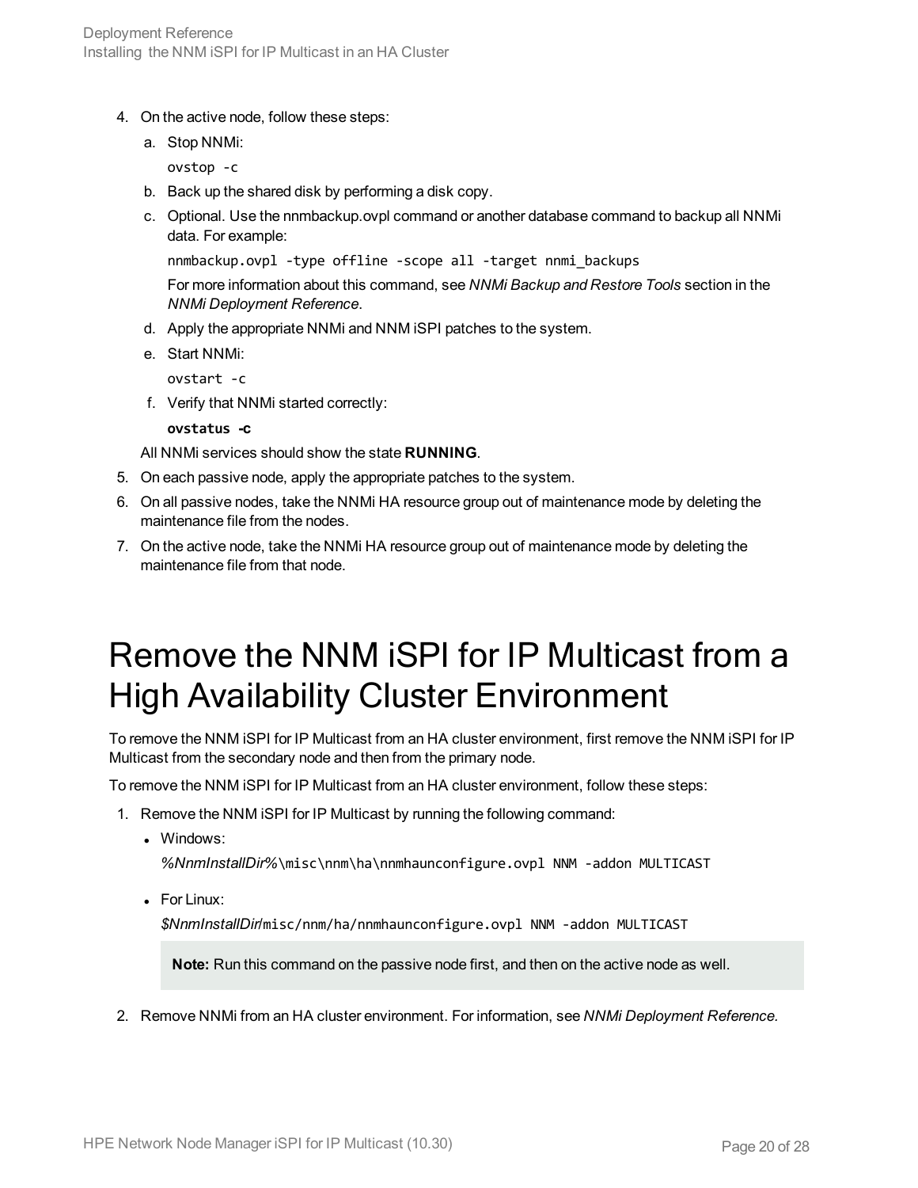4. On the active node, follow these steps:
   a. Stop NNMi:
      ```
      ovstop -c
      ```
   b. Back up the shared disk by performing a disk copy.
   c. Optional. Use the nnmbackup.ovpl command or another database command to backup all NNMi data. For example:
      ```
      nnmbackup.ovpl -type offline -scope all -target nnmi_backups
      ```
      For more information about this command, see *NNMi Backup and Restore Tools* section in the *NNMi Deployment Reference*.
   d. Apply the appropriate NNMi and NNM iSPI patches to the system.
   e. Start NNMi:
      ```
      ovstart -c
      ```
   f. Verify that NNMi started correctly:
      ```
      ovstatus -c
      ```
   All NNMi services should show the state **RUNNING**.
5. On each passive node, apply the appropriate patches to the system.
6. On all passive nodes, take the NNMi HA resource group out of maintenance mode by deleting the maintenance file from the nodes.
7. On the active node, take the NNMi HA resource group out of maintenance mode by deleting the maintenance file from that node.

# Remove the NNM iSPI for IP Multicast from a High Availability Cluster Environment

To remove the NNM iSPI for IP Multicast from an HA cluster environment, first remove the NNM iSPI for IP Multicast from the secondary node and then from the primary node.

To remove the NNM iSPI for IP Multicast from an HA cluster environment, follow these steps:

1. Remove the NNM iSPI for IP Multicast by running the following command:
   - Windows:

     *%NnmInstallDir%*`\misc\nnm\ha\nnmhaunconfigure.ovpl NNM -addon MULTICAST`
   - For Linux:

     *$NnmInstallDir*`/misc/nnm/ha/nnmhaunconfigure.ovpl NNM -addon MULTICAST`

   > **Note:** Run this command on the passive node first, and then on the active node as well.

2. Remove NNMi from an HA cluster environment. For information, see *NNMi Deployment Reference.*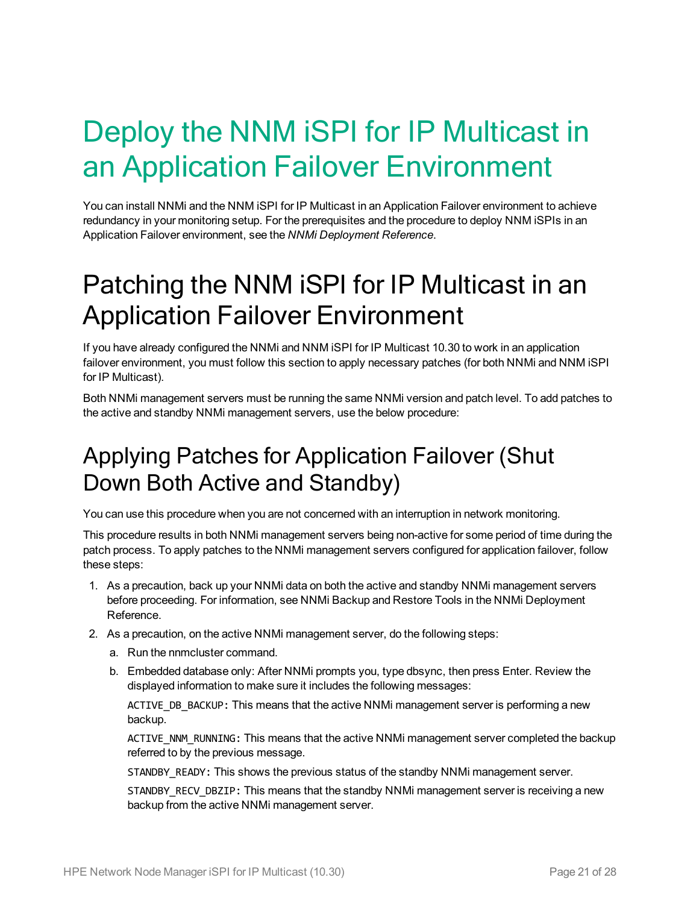# Deploy the NNM iSPI for IP Multicast in an Application Failover Environment

You can install NNMi and the NNM iSPI for IP Multicast in an Application Failover environment to achieve redundancy in your monitoring setup. For the prerequisites and the procedure to deploy NNM iSPIs in an Application Failover environment, see the *NNMi Deployment Reference*.

# Patching the NNM iSPI for IP Multicast in an Application Failover Environment

If you have already configured the NNMi and NNM iSPI for IP Multicast 10.30 to work in an application failover environment, you must follow this section to apply necessary patches (for both NNMi and NNM iSPI for IP Multicast).

Both NNMi management servers must be running the same NNMi version and patch level. To add patches to the active and standby NNMi management servers, use the below procedure:

## Applying Patches for Application Failover (Shut Down Both Active and Standby)

You can use this procedure when you are not concerned with an interruption in network monitoring.

This procedure results in both NNMi management servers being non-active for some period of time during the patch process. To apply patches to the NNMi management servers configured for application failover, follow these steps:

1. As a precaution, back up your NNMi data on both the active and standby NNMi management servers before proceeding. For information, see NNMi Backup and Restore Tools in the NNMi Deployment Reference.
2. As a precaution, on the active NNMi management server, do the following steps:
   a. Run the nnmcluster command.
   b. Embedded database only: After NNMi prompts you, type dbsync, then press Enter. Review the displayed information to make sure it includes the following messages:

      `ACTIVE_DB_BACKUP:` This means that the active NNMi management server is performing a new backup.

      `ACTIVE_NNM_RUNNING:` This means that the active NNMi management server completed the backup referred to by the previous message.

      `STANDBY_READY:` This shows the previous status of the standby NNMi management server.

      `STANDBY_RECV_DBZIP:` This means that the standby NNMi management server is receiving a new backup from the active NNMi management server.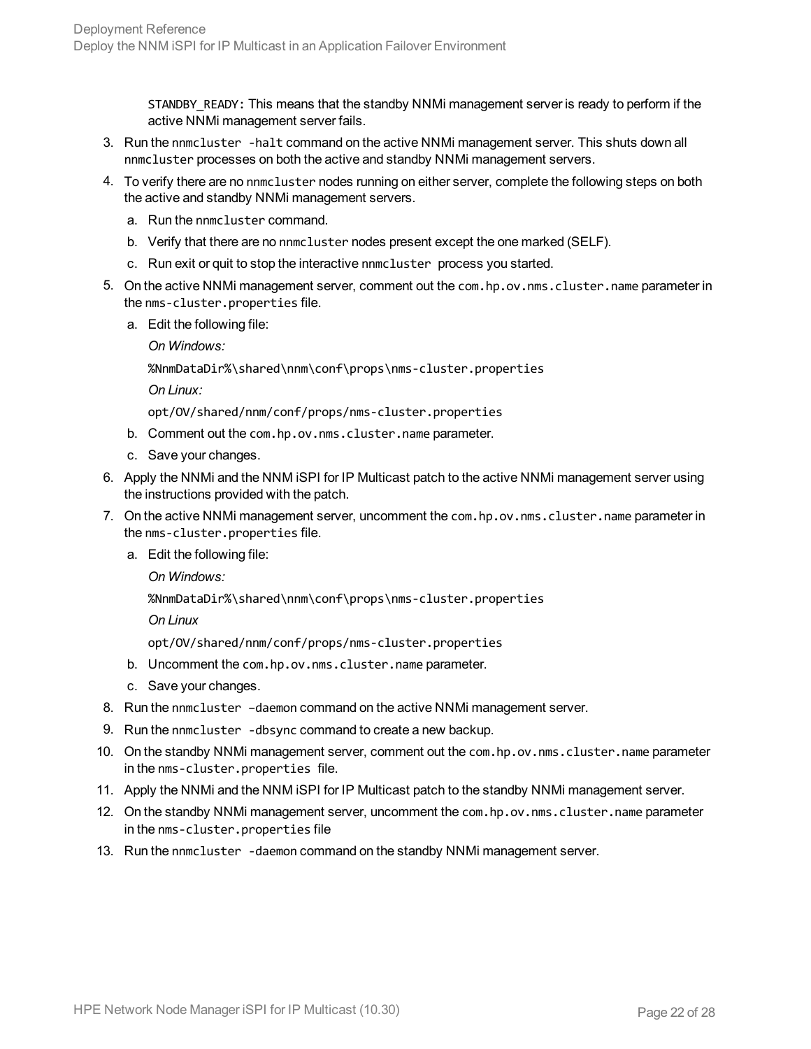STANDBY_READY: This means that the standby NNMi management server is ready to perform if the active NNMi management server fails.

3. Run the `nnmcluster -halt` command on the active NNMi management server. This shuts down all `nnmcluster` processes on both the active and standby NNMi management servers.
4. To verify there are no `nnmcluster` nodes running on either server, complete the following steps on both the active and standby NNMi management servers.
   a. Run the `nnmcluster` command.
   b. Verify that there are no `nnmcluster` nodes present except the one marked (SELF).
   c. Run exit or quit to stop the interactive `nnmcluster` process you started.
5. On the active NNMi management server, comment out the `com.hp.ov.nms.cluster.name` parameter in the `nms-cluster.properties` file.
   a. Edit the following file:

      *On Windows:*

      `%NnmDataDir%\shared\nnm\conf\props\nms-cluster.properties`

      *On Linux:*

      `opt/OV/shared/nnm/conf/props/nms-cluster.properties`
   b. Comment out the `com.hp.ov.nms.cluster.name` parameter.
   c. Save your changes.
6. Apply the NNMi and the NNM iSPI for IP Multicast patch to the active NNMi management server using the instructions provided with the patch.
7. On the active NNMi management server, uncomment the `com.hp.ov.nms.cluster.name` parameter in the `nms-cluster.properties` file.
   a. Edit the following file:

      *On Windows:*

      `%NnmDataDir%\shared\nnm\conf\props\nms-cluster.properties`

      *On Linux*

      `opt/OV/shared/nnm/conf/props/nms-cluster.properties`
   b. Uncomment the `com.hp.ov.nms.cluster.name` parameter.
   c. Save your changes.
8. Run the `nnmcluster –daemon` command on the active NNMi management server.
9. Run the `nnmcluster -dbsync` command to create a new backup.
10. On the standby NNMi management server, comment out the `com.hp.ov.nms.cluster.name` parameter in the `nms-cluster.properties` file.
11. Apply the NNMi and the NNM iSPI for IP Multicast patch to the standby NNMi management server.
12. On the standby NNMi management server, uncomment the `com.hp.ov.nms.cluster.name` parameter in the `nms-cluster.properties` file
13. Run the `nnmcluster -daemon` command on the standby NNMi management server.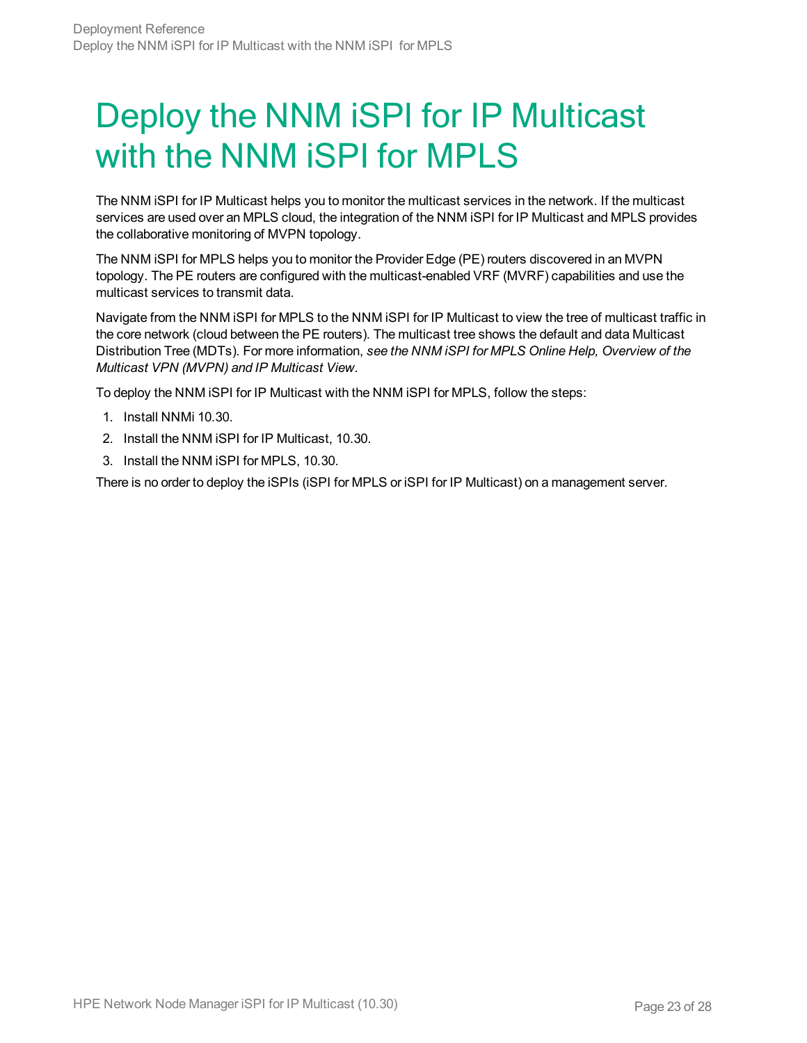# Deploy the NNM iSPI for IP Multicast with the NNM iSPI for MPLS

The NNM iSPI for IP Multicast helps you to monitor the multicast services in the network. If the multicast services are used over an MPLS cloud, the integration of the NNM iSPI for IP Multicast and MPLS provides the collaborative monitoring of MVPN topology.

The NNM iSPI for MPLS helps you to monitor the Provider Edge (PE) routers discovered in an MVPN topology. The PE routers are configured with the multicast-enabled VRF (MVRF) capabilities and use the multicast services to transmit data.

Navigate from the NNM iSPI for MPLS to the NNM iSPI for IP Multicast to view the tree of multicast traffic in the core network (cloud between the PE routers). The multicast tree shows the default and data Multicast Distribution Tree (MDTs). For more information, *see the NNM iSPI for MPLS Online Help, Overview of the Multicast VPN (MVPN) and IP Multicast View*.

To deploy the NNM iSPI for IP Multicast with the NNM iSPI for MPLS, follow the steps:

1. Install NNMi 10.30.
2. Install the NNM iSPI for IP Multicast, 10.30.
3. Install the NNM iSPI for MPLS, 10.30.

There is no order to deploy the iSPIs (iSPI for MPLS or iSPI for IP Multicast) on a management server.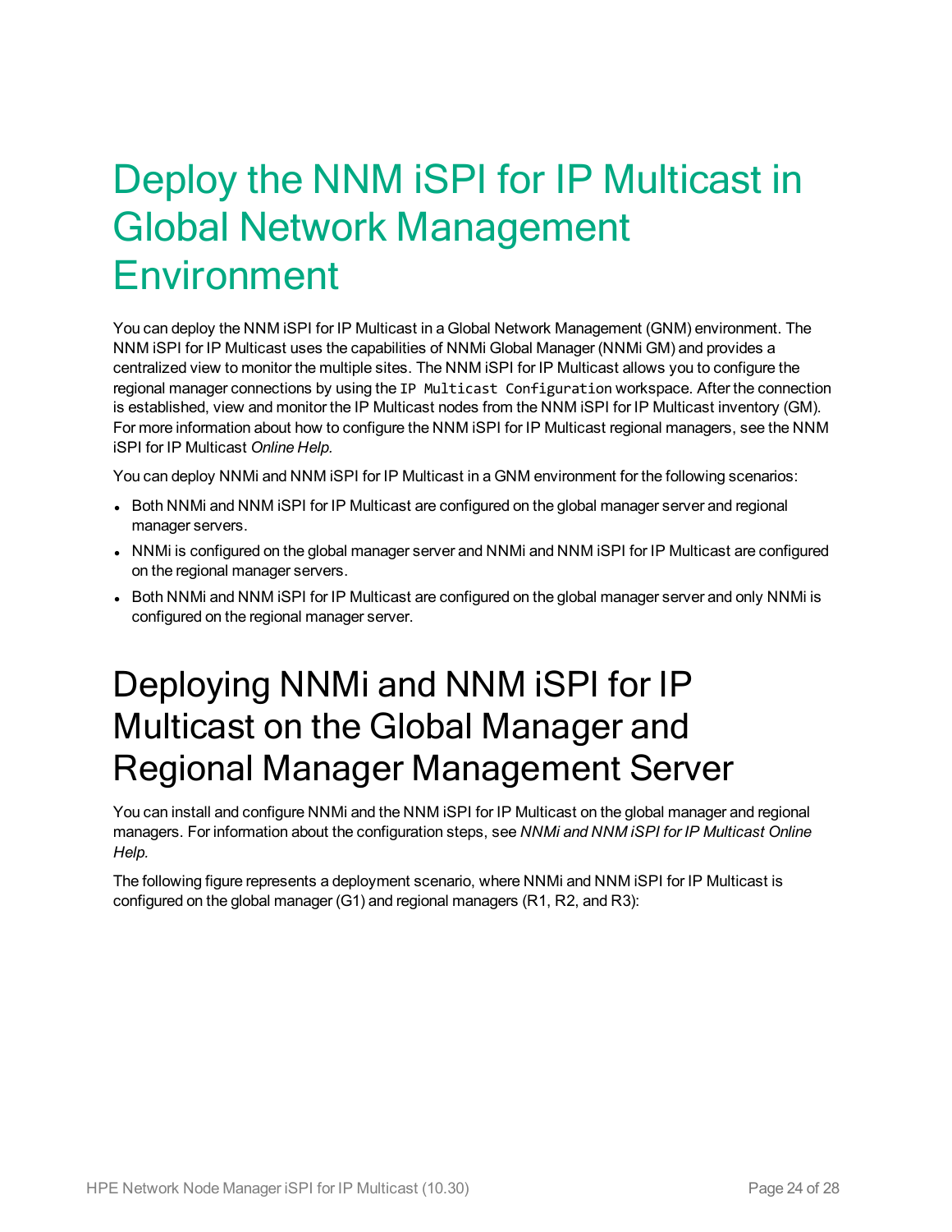# Deploy the NNM iSPI for IP Multicast in Global Network Management Environment

You can deploy the NNM iSPI for IP Multicast in a Global Network Management (GNM) environment. The NNM iSPI for IP Multicast uses the capabilities of NNMi Global Manager (NNMi GM) and provides a centralized view to monitor the multiple sites. The NNM iSPI for IP Multicast allows you to configure the regional manager connections by using the `IP Multicast Configuration` workspace. After the connection is established, view and monitor the IP Multicast nodes from the NNM iSPI for IP Multicast inventory (GM). For more information about how to configure the NNM iSPI for IP Multicast regional managers, see the NNM iSPI for IP Multicast *Online Help*.

You can deploy NNMi and NNM iSPI for IP Multicast in a GNM environment for the following scenarios:

- Both NNMi and NNM iSPI for IP Multicast are configured on the global manager server and regional manager servers.
- NNMi is configured on the global manager server and NNMi and NNM iSPI for IP Multicast are configured on the regional manager servers.
- Both NNMi and NNM iSPI for IP Multicast are configured on the global manager server and only NNMi is configured on the regional manager server.

## Deploying NNMi and NNM iSPI for IP Multicast on the Global Manager and Regional Manager Management Server

You can install and configure NNMi and the NNM iSPI for IP Multicast on the global manager and regional managers. For information about the configuration steps, see *NNMi and NNM iSPI for IP Multicast Online Help.*

The following figure represents a deployment scenario, where NNMi and NNM iSPI for IP Multicast is configured on the global manager (G1) and regional managers (R1, R2, and R3):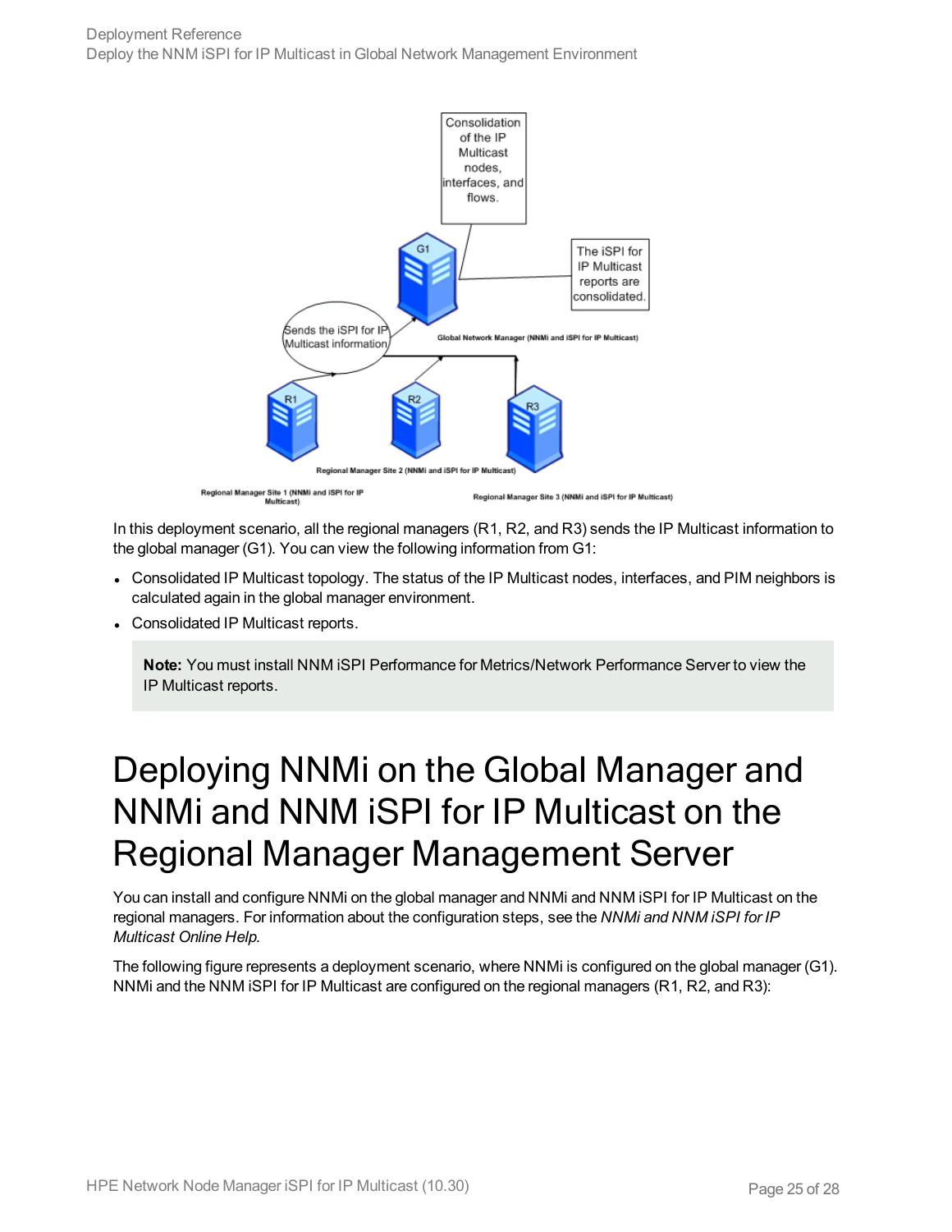In this deployment scenario, all the regional managers (R1, R2, and R3) sends the IP Multicast information to the global manager (G1). You can view the following information from G1:

- Consolidated IP Multicast topology. The status of the IP Multicast nodes, interfaces, and PIM neighbors is calculated again in the global manager environment.
- Consolidated IP Multicast reports.

> **Note:** You must install NNM iSPI Performance for Metrics/Network Performance Server to view the IP Multicast reports.

# Deploying NNMi on the Global Manager and NNMi and NNM iSPI for IP Multicast on the Regional Manager Management Server

You can install and configure NNMi on the global manager and NNMi and NNM iSPI for IP Multicast on the regional managers. For information about the configuration steps, see the *NNMi and NNM iSPI for IP Multicast Online Help*.

The following figure represents a deployment scenario, where NNMi is configured on the global manager (G1). NNMi and the NNM iSPI for IP Multicast are configured on the regional managers (R1, R2, and R3):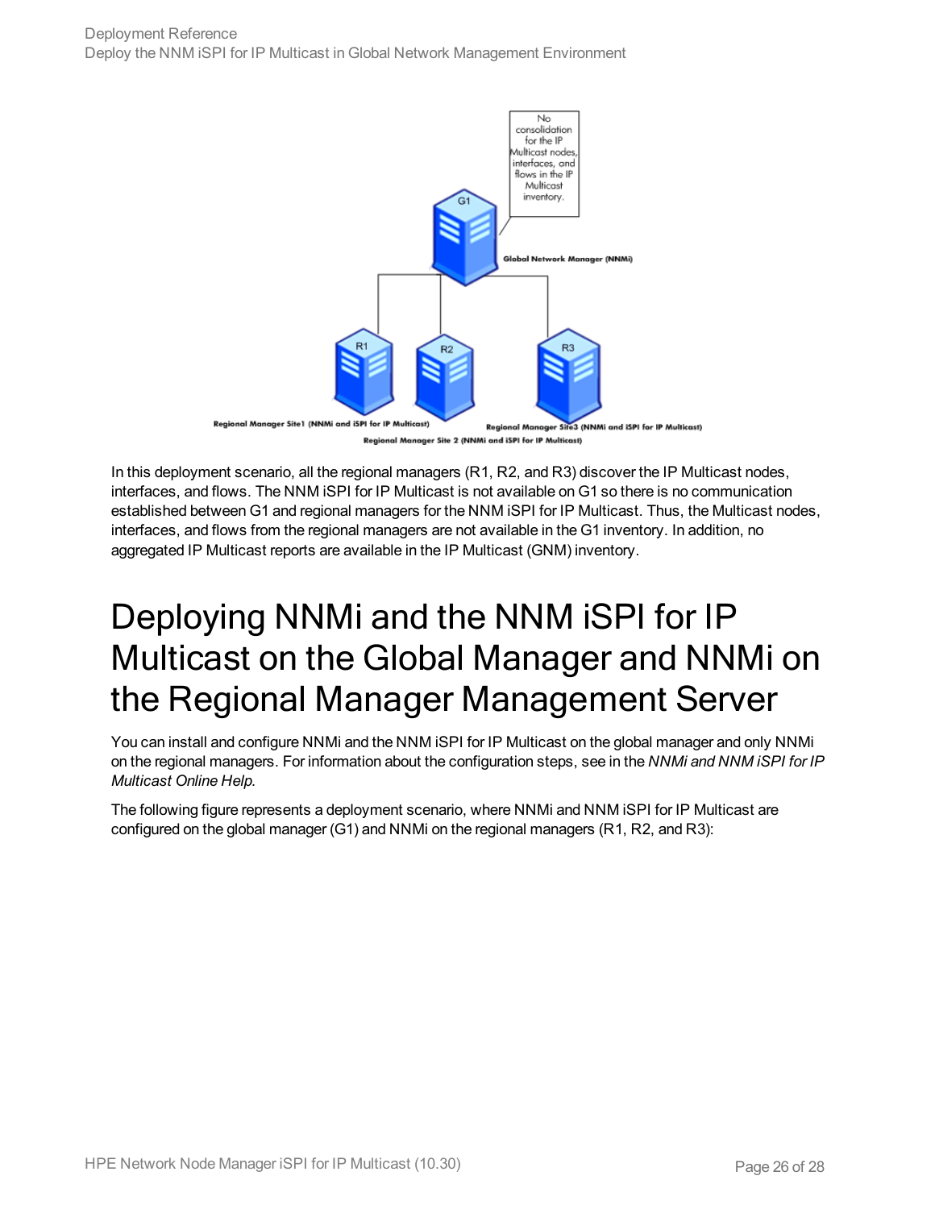In this deployment scenario, all the regional managers (R1, R2, and R3) discover the IP Multicast nodes, interfaces, and flows. The NNM iSPI for IP Multicast is not available on G1 so there is no communication established between G1 and regional managers for the NNM iSPI for IP Multicast. Thus, the Multicast nodes, interfaces, and flows from the regional managers are not available in the G1 inventory. In addition, no aggregated IP Multicast reports are available in the IP Multicast (GNM) inventory.

# Deploying NNMi and the NNM iSPI for IP Multicast on the Global Manager and NNMi on the Regional Manager Management Server

You can install and configure NNMi and the NNM iSPI for IP Multicast on the global manager and only NNMi on the regional managers. For information about the configuration steps, see in the *NNMi and NNM iSPI for IP Multicast Online Help*.

The following figure represents a deployment scenario, where NNMi and NNM iSPI for IP Multicast are configured on the global manager (G1) and NNMi on the regional managers (R1, R2, and R3):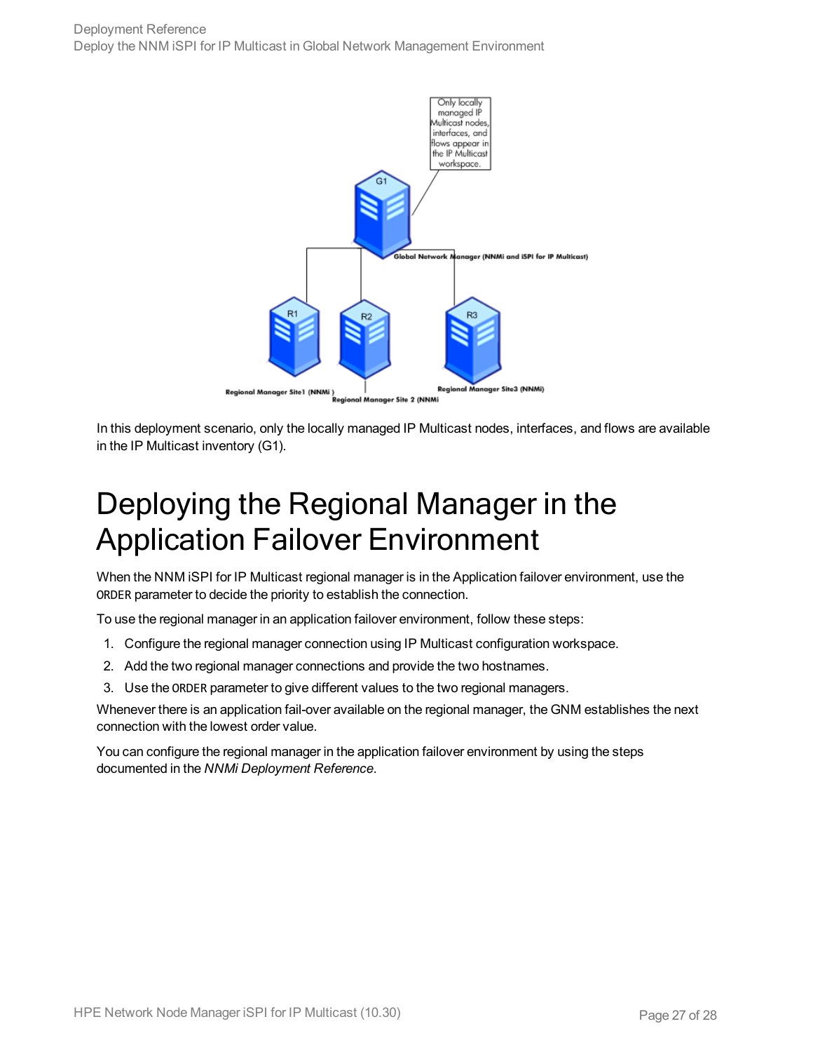In this deployment scenario, only the locally managed IP Multicast nodes, interfaces, and flows are available in the IP Multicast inventory (G1).

# Deploying the Regional Manager in the Application Failover Environment

When the NNM iSPI for IP Multicast regional manager is in the Application failover environment, use the `ORDER` parameter to decide the priority to establish the connection.

To use the regional manager in an application failover environment, follow these steps:

1. Configure the regional manager connection using IP Multicast configuration workspace.
2. Add the two regional manager connections and provide the two hostnames.
3. Use the `ORDER` parameter to give different values to the two regional managers.

Whenever there is an application fail-over available on the regional manager, the GNM establishes the next connection with the lowest order value.

You can configure the regional manager in the application failover environment by using the steps documented in the *NNMi Deployment Reference*.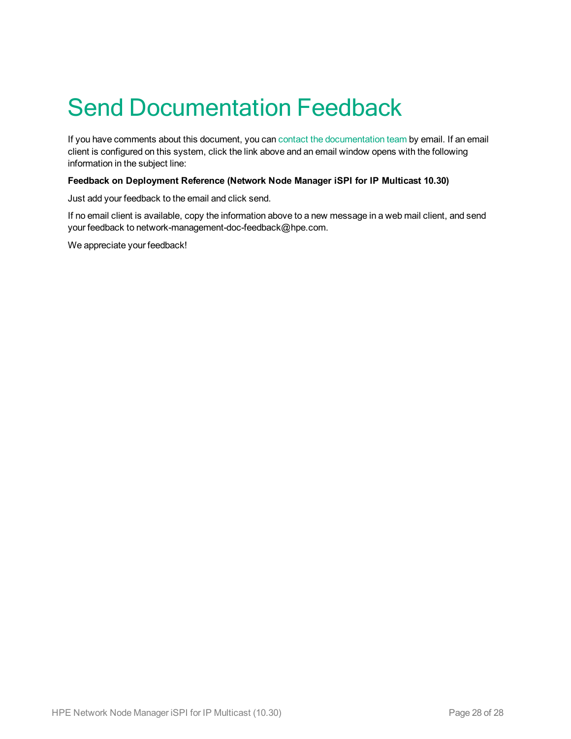# Send Documentation Feedback

If you have comments about this document, you can contact the documentation team by email. If an email client is configured on this system, click the link above and an email window opens with the following information in the subject line:

**Feedback on Deployment Reference (Network Node Manager iSPI for IP Multicast 10.30)**

Just add your feedback to the email and click send.

If no email client is available, copy the information above to a new message in a web mail client, and send your feedback to network-management-doc-feedback@hpe.com.

We appreciate your feedback!